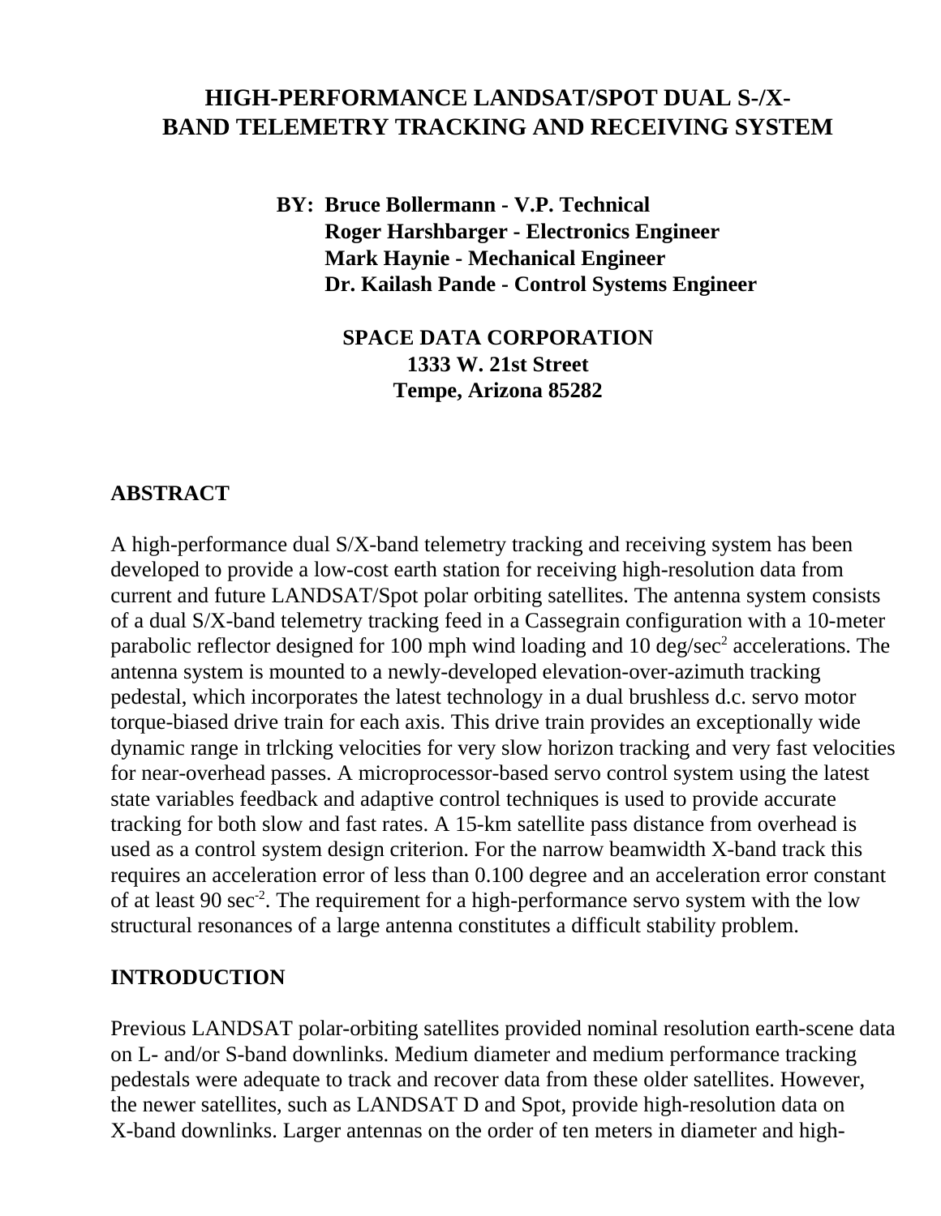# HIGH-PERFORMANCE LANDSAT/SPOT DUAL S-/X-BAND TELEMETRY TRACKING AND RECEIVING SYSTEM

**BY: Bruce Bollermann - V.P. Technical**
**Roger Harshbarger - Electronics Engineer**
**Mark Haynie - Mechanical Engineer**
**Dr. Kailash Pande - Control Systems Engineer**

**SPACE DATA CORPORATION**
**1333 W. 21st Street**
**Tempe, Arizona 85282**

## ABSTRACT

A high-performance dual S/X-band telemetry tracking and receiving system has been developed to provide a low-cost earth station for receiving high-resolution data from current and future LANDSAT/Spot polar orbiting satellites. The antenna system consists of a dual S/X-band telemetry tracking feed in a Cassegrain configuration with a 10-meter parabolic reflector designed for 100 mph wind loading and 10 deg/sec$^2$ accelerations. The antenna system is mounted to a newly-developed elevation-over-azimuth tracking pedestal, which incorporates the latest technology in a dual brushless d.c. servo motor torque-biased drive train for each axis. This drive train provides an exceptionally wide dynamic range in trlcking velocities for very slow horizon tracking and very fast velocities for near-overhead passes. A microprocessor-based servo control system using the latest state variables feedback and adaptive control techniques is used to provide accurate tracking for both slow and fast rates. A 15-km satellite pass distance from overhead is used as a control system design criterion. For the narrow beamwidth X-band track this requires an acceleration error of less than 0.100 degree and an acceleration error constant of at least 90 sec$^{-2}$. The requirement for a high-performance servo system with the low structural resonances of a large antenna constitutes a difficult stability problem.

## INTRODUCTION

Previous LANDSAT polar-orbiting satellites provided nominal resolution earth-scene data on L- and/or S-band downlinks. Medium diameter and medium performance tracking pedestals were adequate to track and recover data from these older satellites. However, the newer satellites, such as LANDSAT D and Spot, provide high-resolution data on X-band downlinks. Larger antennas on the order of ten meters in diameter and high-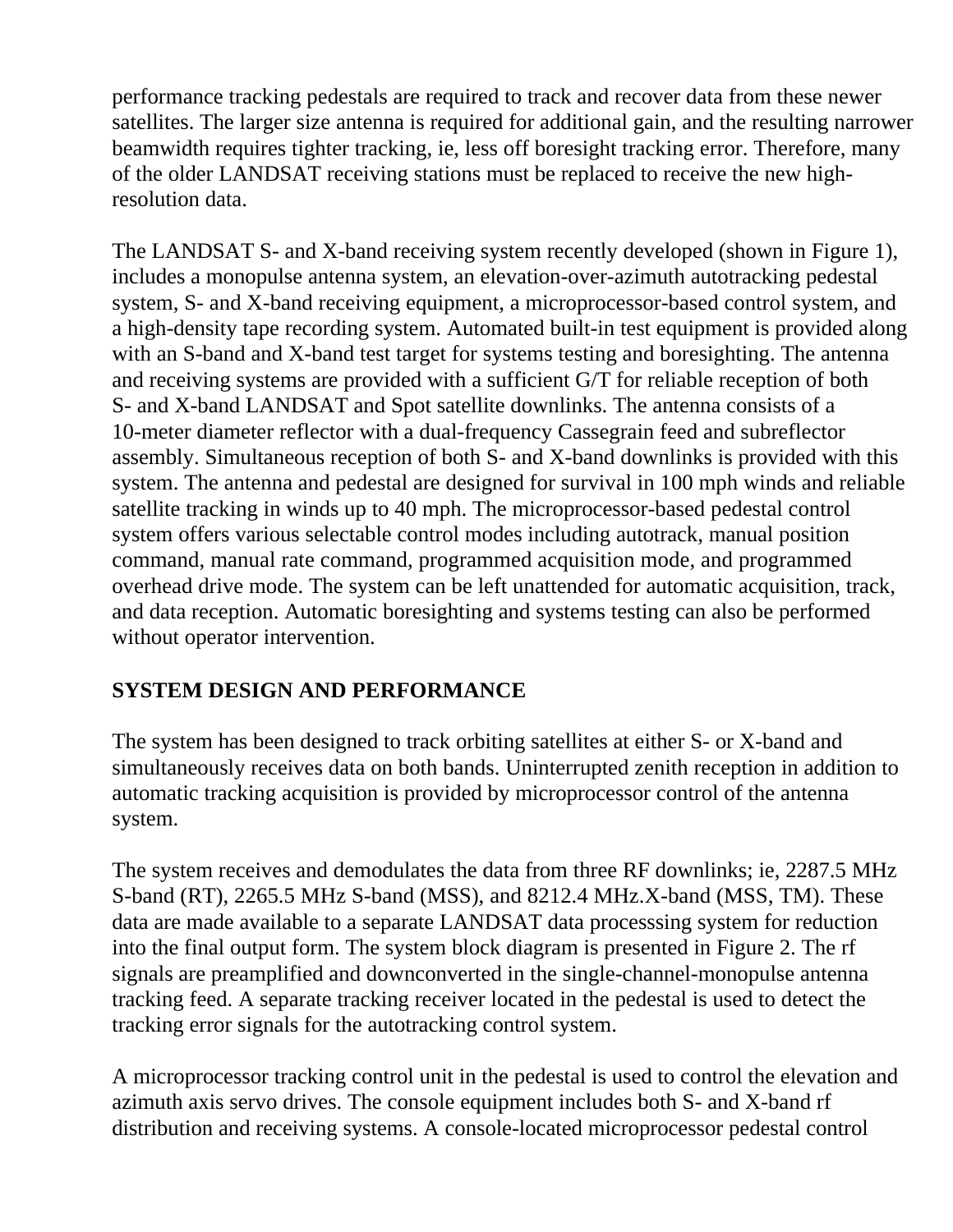performance tracking pedestals are required to track and recover data from these newer satellites. The larger size antenna is required for additional gain, and the resulting narrower beamwidth requires tighter tracking, ie, less off boresight tracking error. Therefore, many of the older LANDSAT receiving stations must be replaced to receive the new high-resolution data.

The LANDSAT S- and X-band receiving system recently developed (shown in Figure 1), includes a monopulse antenna system, an elevation-over-azimuth autotracking pedestal system, S- and X-band receiving equipment, a microprocessor-based control system, and a high-density tape recording system. Automated built-in test equipment is provided along with an S-band and X-band test target for systems testing and boresighting. The antenna and receiving systems are provided with a sufficient G/T for reliable reception of both S- and X-band LANDSAT and Spot satellite downlinks. The antenna consists of a 10-meter diameter reflector with a dual-frequency Cassegrain feed and subreflector assembly. Simultaneous reception of both S- and X-band downlinks is provided with this system. The antenna and pedestal are designed for survival in 100 mph winds and reliable satellite tracking in winds up to 40 mph. The microprocessor-based pedestal control system offers various selectable control modes including autotrack, manual position command, manual rate command, programmed acquisition mode, and programmed overhead drive mode. The system can be left unattended for automatic acquisition, track, and data reception. Automatic boresighting and systems testing can also be performed without operator intervention.

## SYSTEM DESIGN AND PERFORMANCE

The system has been designed to track orbiting satellites at either S- or X-band and simultaneously receives data on both bands. Uninterrupted zenith reception in addition to automatic tracking acquisition is provided by microprocessor control of the antenna system.

The system receives and demodulates the data from three RF downlinks; ie, 2287.5 MHz S-band (RT), 2265.5 MHz S-band (MSS), and 8212.4 MHz.X-band (MSS, TM). These data are made available to a separate LANDSAT data processsing system for reduction into the final output form. The system block diagram is presented in Figure 2. The rf signals are preamplified and downconverted in the single-channel-monopulse antenna tracking feed. A separate tracking receiver located in the pedestal is used to detect the tracking error signals for the autotracking control system.

A microprocessor tracking control unit in the pedestal is used to control the elevation and azimuth axis servo drives. The console equipment includes both S- and X-band rf distribution and receiving systems. A console-located microprocessor pedestal control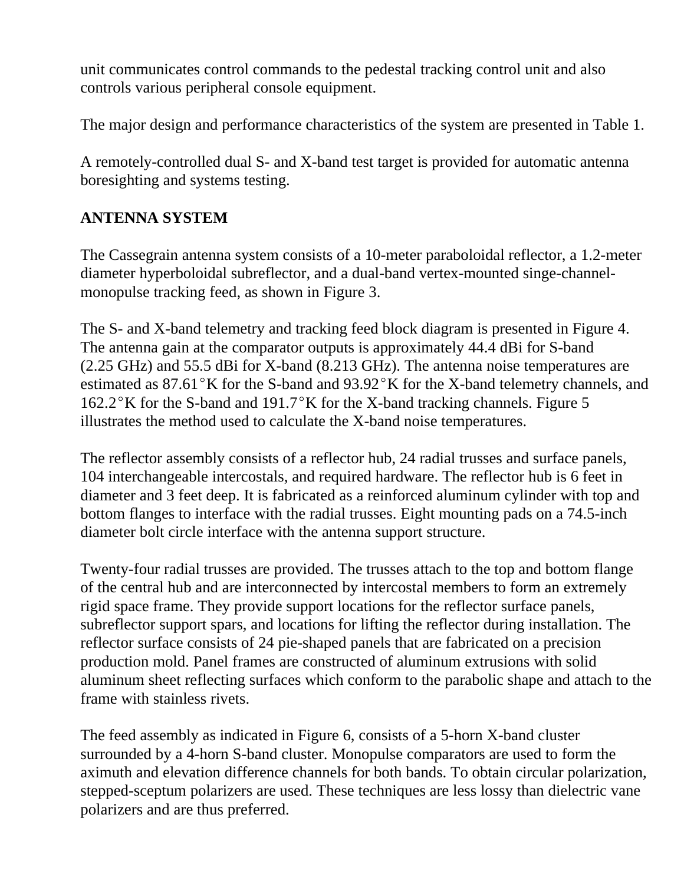unit communicates control commands to the pedestal tracking control unit and also controls various peripheral console equipment.

The major design and performance characteristics of the system are presented in Table 1.

A remotely-controlled dual S- and X-band test target is provided for automatic antenna boresighting and systems testing.

## ANTENNA SYSTEM

The Cassegrain antenna system consists of a 10-meter paraboloidal reflector, a 1.2-meter diameter hyperboloidal subreflector, and a dual-band vertex-mounted singe-channel-monopulse tracking feed, as shown in Figure 3.

The S- and X-band telemetry and tracking feed block diagram is presented in Figure 4. The antenna gain at the comparator outputs is approximately 44.4 dBi for S-band (2.25 GHz) and 55.5 dBi for X-band (8.213 GHz). The antenna noise temperatures are estimated as 87.61$^\circ$K for the S-band and 93.92$^\circ$K for the X-band telemetry channels, and 162.2$^\circ$K for the S-band and 191.7$^\circ$K for the X-band tracking channels. Figure 5 illustrates the method used to calculate the X-band noise temperatures.

The reflector assembly consists of a reflector hub, 24 radial trusses and surface panels, 104 interchangeable intercostals, and required hardware. The reflector hub is 6 feet in diameter and 3 feet deep. It is fabricated as a reinforced aluminum cylinder with top and bottom flanges to interface with the radial trusses. Eight mounting pads on a 74.5-inch diameter bolt circle interface with the antenna support structure.

Twenty-four radial trusses are provided. The trusses attach to the top and bottom flange of the central hub and are interconnected by intercostal members to form an extremely rigid space frame. They provide support locations for the reflector surface panels, subreflector support spars, and locations for lifting the reflector during installation. The reflector surface consists of 24 pie-shaped panels that are fabricated on a precision production mold. Panel frames are constructed of aluminum extrusions with solid aluminum sheet reflecting surfaces which conform to the parabolic shape and attach to the frame with stainless rivets.

The feed assembly as indicated in Figure 6, consists of a 5-horn X-band cluster surrounded by a 4-horn S-band cluster. Monopulse comparators are used to form the aximuth and elevation difference channels for both bands. To obtain circular polarization, stepped-sceptum polarizers are used. These techniques are less lossy than dielectric vane polarizers and are thus preferred.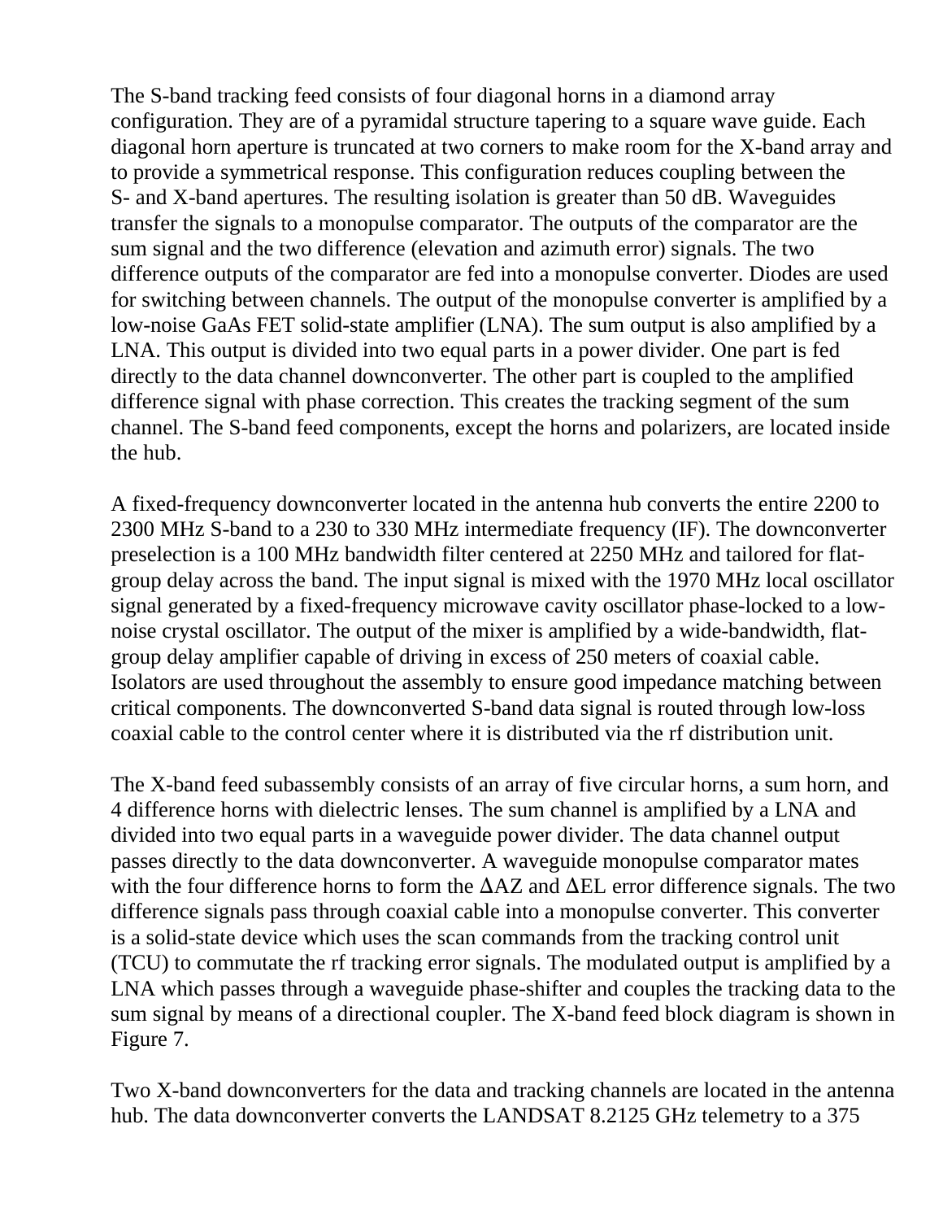The S-band tracking feed consists of four diagonal horns in a diamond array configuration. They are of a pyramidal structure tapering to a square wave guide. Each diagonal horn aperture is truncated at two corners to make room for the X-band array and to provide a symmetrical response. This configuration reduces coupling between the S- and X-band apertures. The resulting isolation is greater than 50 dB. Waveguides transfer the signals to a monopulse comparator. The outputs of the comparator are the sum signal and the two difference (elevation and azimuth error) signals. The two difference outputs of the comparator are fed into a monopulse converter. Diodes are used for switching between channels. The output of the monopulse converter is amplified by a low-noise GaAs FET solid-state amplifier (LNA). The sum output is also amplified by a LNA. This output is divided into two equal parts in a power divider. One part is fed directly to the data channel downconverter. The other part is coupled to the amplified difference signal with phase correction. This creates the tracking segment of the sum channel. The S-band feed components, except the horns and polarizers, are located inside the hub.

A fixed-frequency downconverter located in the antenna hub converts the entire 2200 to 2300 MHz S-band to a 230 to 330 MHz intermediate frequency (IF). The downconverter preselection is a 100 MHz bandwidth filter centered at 2250 MHz and tailored for flat-group delay across the band. The input signal is mixed with the 1970 MHz local oscillator signal generated by a fixed-frequency microwave cavity oscillator phase-locked to a low-noise crystal oscillator. The output of the mixer is amplified by a wide-bandwidth, flat-group delay amplifier capable of driving in excess of 250 meters of coaxial cable. Isolators are used throughout the assembly to ensure good impedance matching between critical components. The downconverted S-band data signal is routed through low-loss coaxial cable to the control center where it is distributed via the rf distribution unit.

The X-band feed subassembly consists of an array of five circular horns, a sum horn, and 4 difference horns with dielectric lenses. The sum channel is amplified by a LNA and divided into two equal parts in a waveguide power divider. The data channel output passes directly to the data downconverter. A waveguide monopulse comparator mates with the four difference horns to form the ΔAZ and ΔEL error difference signals. The two difference signals pass through coaxial cable into a monopulse converter. This converter is a solid-state device which uses the scan commands from the tracking control unit (TCU) to commutate the rf tracking error signals. The modulated output is amplified by a LNA which passes through a waveguide phase-shifter and couples the tracking data to the sum signal by means of a directional coupler. The X-band feed block diagram is shown in Figure 7.

Two X-band downconverters for the data and tracking channels are located in the antenna hub. The data downconverter converts the LANDSAT 8.2125 GHz telemetry to a 375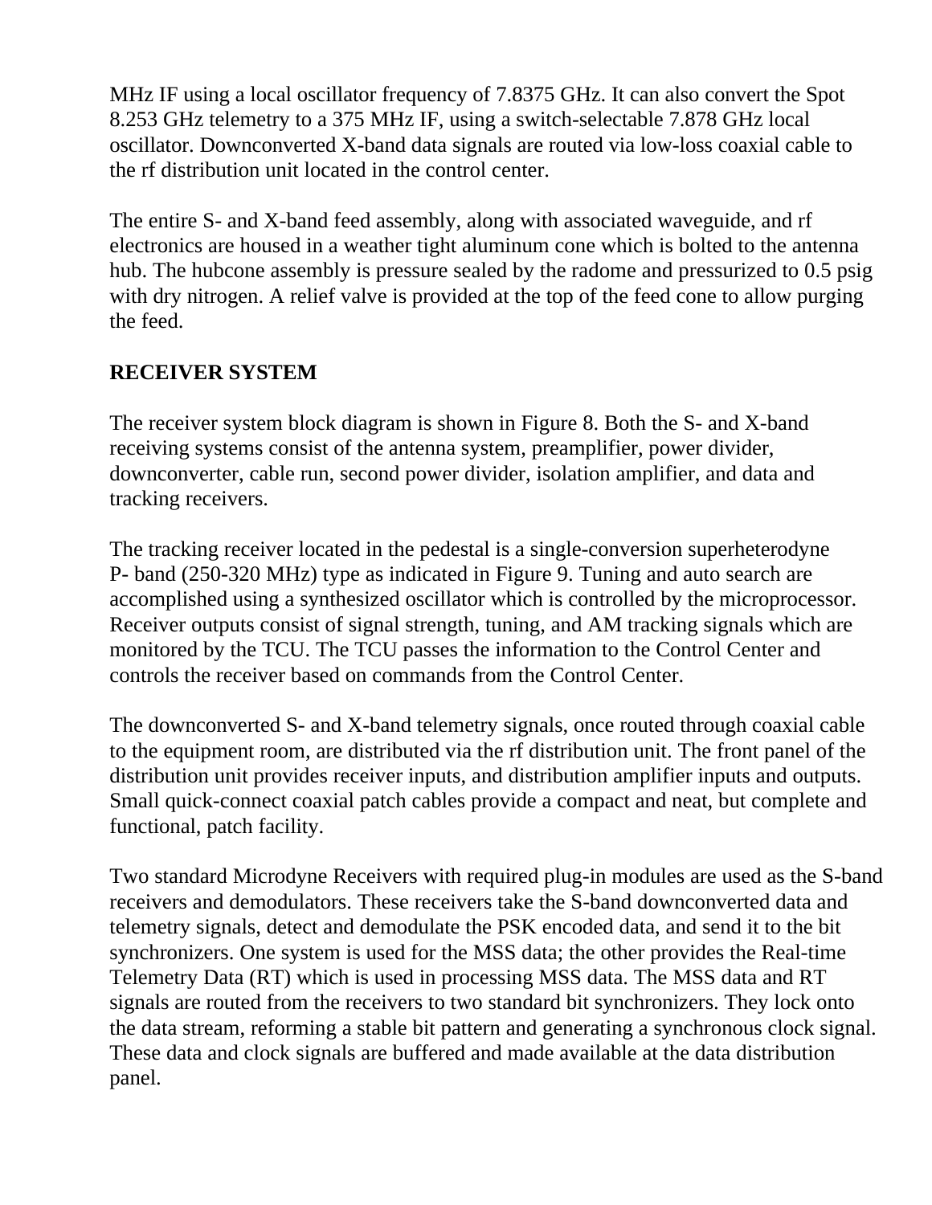MHz IF using a local oscillator frequency of 7.8375 GHz. It can also convert the Spot 8.253 GHz telemetry to a 375 MHz IF, using a switch-selectable 7.878 GHz local oscillator. Downconverted X-band data signals are routed via low-loss coaxial cable to the rf distribution unit located in the control center.

The entire S- and X-band feed assembly, along with associated waveguide, and rf electronics are housed in a weather tight aluminum cone which is bolted to the antenna hub. The hubcone assembly is pressure sealed by the radome and pressurized to 0.5 psig with dry nitrogen. A relief valve is provided at the top of the feed cone to allow purging the feed.

## RECEIVER SYSTEM

The receiver system block diagram is shown in Figure 8. Both the S- and X-band receiving systems consist of the antenna system, preamplifier, power divider, downconverter, cable run, second power divider, isolation amplifier, and data and tracking receivers.

The tracking receiver located in the pedestal is a single-conversion superheterodyne P- band (250-320 MHz) type as indicated in Figure 9. Tuning and auto search are accomplished using a synthesized oscillator which is controlled by the microprocessor. Receiver outputs consist of signal strength, tuning, and AM tracking signals which are monitored by the TCU. The TCU passes the information to the Control Center and controls the receiver based on commands from the Control Center.

The downconverted S- and X-band telemetry signals, once routed through coaxial cable to the equipment room, are distributed via the rf distribution unit. The front panel of the distribution unit provides receiver inputs, and distribution amplifier inputs and outputs. Small quick-connect coaxial patch cables provide a compact and neat, but complete and functional, patch facility.

Two standard Microdyne Receivers with required plug-in modules are used as the S-band receivers and demodulators. These receivers take the S-band downconverted data and telemetry signals, detect and demodulate the PSK encoded data, and send it to the bit synchronizers. One system is used for the MSS data; the other provides the Real-time Telemetry Data (RT) which is used in processing MSS data. The MSS data and RT signals are routed from the receivers to two standard bit synchronizers. They lock onto the data stream, reforming a stable bit pattern and generating a synchronous clock signal. These data and clock signals are buffered and made available at the data distribution panel.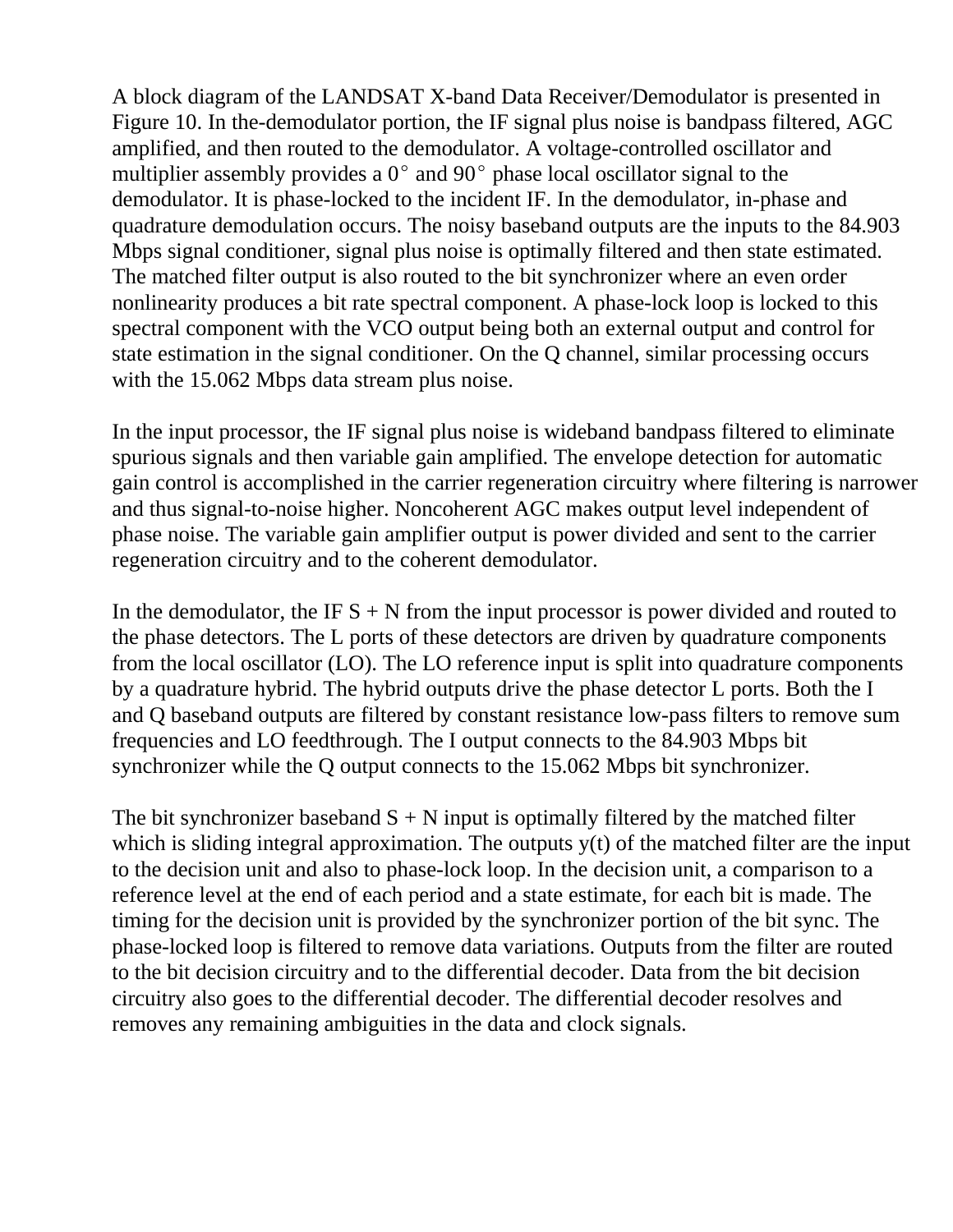A block diagram of the LANDSAT X-band Data Receiver/Demodulator is presented in Figure 10. In the-demodulator portion, the IF signal plus noise is bandpass filtered, AGC amplified, and then routed to the demodulator. A voltage-controlled oscillator and multiplier assembly provides a 0° and 90° phase local oscillator signal to the demodulator. It is phase-locked to the incident IF. In the demodulator, in-phase and quadrature demodulation occurs. The noisy baseband outputs are the inputs to the 84.903 Mbps signal conditioner, signal plus noise is optimally filtered and then state estimated. The matched filter output is also routed to the bit synchronizer where an even order nonlinearity produces a bit rate spectral component. A phase-lock loop is locked to this spectral component with the VCO output being both an external output and control for state estimation in the signal conditioner. On the Q channel, similar processing occurs with the 15.062 Mbps data stream plus noise.

In the input processor, the IF signal plus noise is wideband bandpass filtered to eliminate spurious signals and then variable gain amplified. The envelope detection for automatic gain control is accomplished in the carrier regeneration circuitry where filtering is narrower and thus signal-to-noise higher. Noncoherent AGC makes output level independent of phase noise. The variable gain amplifier output is power divided and sent to the carrier regeneration circuitry and to the coherent demodulator.

In the demodulator, the IF S + N from the input processor is power divided and routed to the phase detectors. The L ports of these detectors are driven by quadrature components from the local oscillator (LO). The LO reference input is split into quadrature components by a quadrature hybrid. The hybrid outputs drive the phase detector L ports. Both the I and Q baseband outputs are filtered by constant resistance low-pass filters to remove sum frequencies and LO feedthrough. The I output connects to the 84.903 Mbps bit synchronizer while the Q output connects to the 15.062 Mbps bit synchronizer.

The bit synchronizer baseband S + N input is optimally filtered by the matched filter which is sliding integral approximation. The outputs $y(t)$ of the matched filter are the input to the decision unit and also to phase-lock loop. In the decision unit, a comparison to a reference level at the end of each period and a state estimate, for each bit is made. The timing for the decision unit is provided by the synchronizer portion of the bit sync. The phase-locked loop is filtered to remove data variations. Outputs from the filter are routed to the bit decision circuitry and to the differential decoder. Data from the bit decision circuitry also goes to the differential decoder. The differential decoder resolves and removes any remaining ambiguities in the data and clock signals.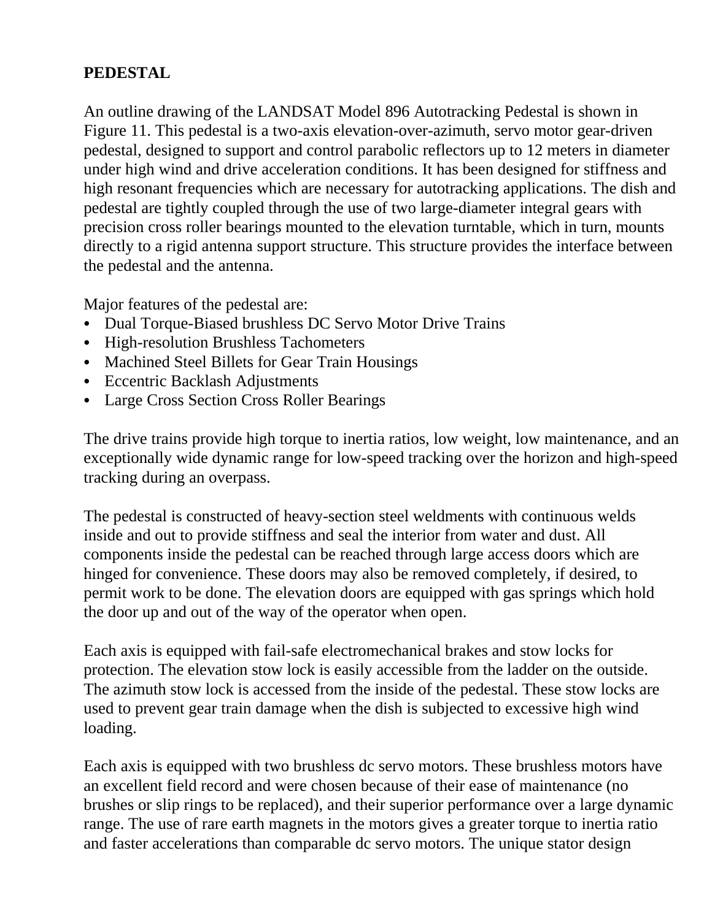## PEDESTAL

An outline drawing of the LANDSAT Model 896 Autotracking Pedestal is shown in Figure 11. This pedestal is a two-axis elevation-over-azimuth, servo motor gear-driven pedestal, designed to support and control parabolic reflectors up to 12 meters in diameter under high wind and drive acceleration conditions. It has been designed for stiffness and high resonant frequencies which are necessary for autotracking applications. The dish and pedestal are tightly coupled through the use of two large-diameter integral gears with precision cross roller bearings mounted to the elevation turntable, which in turn, mounts directly to a rigid antenna support structure. This structure provides the interface between the pedestal and the antenna.

Major features of the pedestal are:

- Dual Torque-Biased brushless DC Servo Motor Drive Trains
- High-resolution Brushless Tachometers
- Machined Steel Billets for Gear Train Housings
- Eccentric Backlash Adjustments
- Large Cross Section Cross Roller Bearings

The drive trains provide high torque to inertia ratios, low weight, low maintenance, and an exceptionally wide dynamic range for low-speed tracking over the horizon and high-speed tracking during an overpass.

The pedestal is constructed of heavy-section steel weldments with continuous welds inside and out to provide stiffness and seal the interior from water and dust. All components inside the pedestal can be reached through large access doors which are hinged for convenience. These doors may also be removed completely, if desired, to permit work to be done. The elevation doors are equipped with gas springs which hold the door up and out of the way of the operator when open.

Each axis is equipped with fail-safe electromechanical brakes and stow locks for protection. The elevation stow lock is easily accessible from the ladder on the outside. The azimuth stow lock is accessed from the inside of the pedestal. These stow locks are used to prevent gear train damage when the dish is subjected to excessive high wind loading.

Each axis is equipped with two brushless dc servo motors. These brushless motors have an excellent field record and were chosen because of their ease of maintenance (no brushes or slip rings to be replaced), and their superior performance over a large dynamic range. The use of rare earth magnets in the motors gives a greater torque to inertia ratio and faster accelerations than comparable dc servo motors. The unique stator design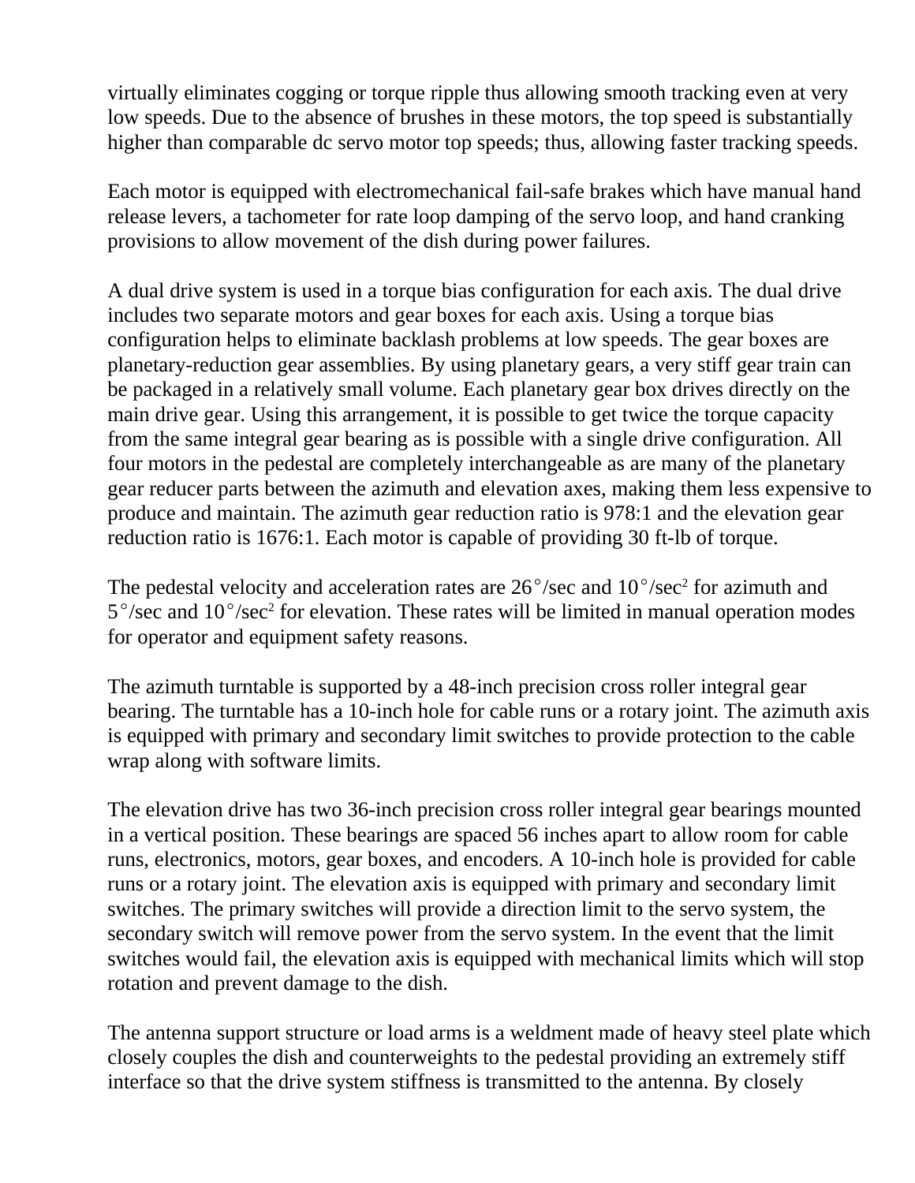virtually eliminates cogging or torque ripple thus allowing smooth tracking even at very low speeds. Due to the absence of brushes in these motors, the top speed is substantially higher than comparable dc servo motor top speeds; thus, allowing faster tracking speeds.

Each motor is equipped with electromechanical fail-safe brakes which have manual hand release levers, a tachometer for rate loop damping of the servo loop, and hand cranking provisions to allow movement of the dish during power failures.

A dual drive system is used in a torque bias configuration for each axis. The dual drive includes two separate motors and gear boxes for each axis. Using a torque bias configuration helps to eliminate backlash problems at low speeds. The gear boxes are planetary-reduction gear assemblies. By using planetary gears, a very stiff gear train can be packaged in a relatively small volume. Each planetary gear box drives directly on the main drive gear. Using this arrangement, it is possible to get twice the torque capacity from the same integral gear bearing as is possible with a single drive configuration. All four motors in the pedestal are completely interchangeable as are many of the planetary gear reducer parts between the azimuth and elevation axes, making them less expensive to produce and maintain. The azimuth gear reduction ratio is 978:1 and the elevation gear reduction ratio is 1676:1. Each motor is capable of providing 30 ft-lb of torque.

The pedestal velocity and acceleration rates are 26°/sec and 10°/sec$^2$ for azimuth and 5°/sec and 10°/sec$^2$ for elevation. These rates will be limited in manual operation modes for operator and equipment safety reasons.

The azimuth turntable is supported by a 48-inch precision cross roller integral gear bearing. The turntable has a 10-inch hole for cable runs or a rotary joint. The azimuth axis is equipped with primary and secondary limit switches to provide protection to the cable wrap along with software limits.

The elevation drive has two 36-inch precision cross roller integral gear bearings mounted in a vertical position. These bearings are spaced 56 inches apart to allow room for cable runs, electronics, motors, gear boxes, and encoders. A 10-inch hole is provided for cable runs or a rotary joint. The elevation axis is equipped with primary and secondary limit switches. The primary switches will provide a direction limit to the servo system, the secondary switch will remove power from the servo system. In the event that the limit switches would fail, the elevation axis is equipped with mechanical limits which will stop rotation and prevent damage to the dish.

The antenna support structure or load arms is a weldment made of heavy steel plate which closely couples the dish and counterweights to the pedestal providing an extremely stiff interface so that the drive system stiffness is transmitted to the antenna. By closely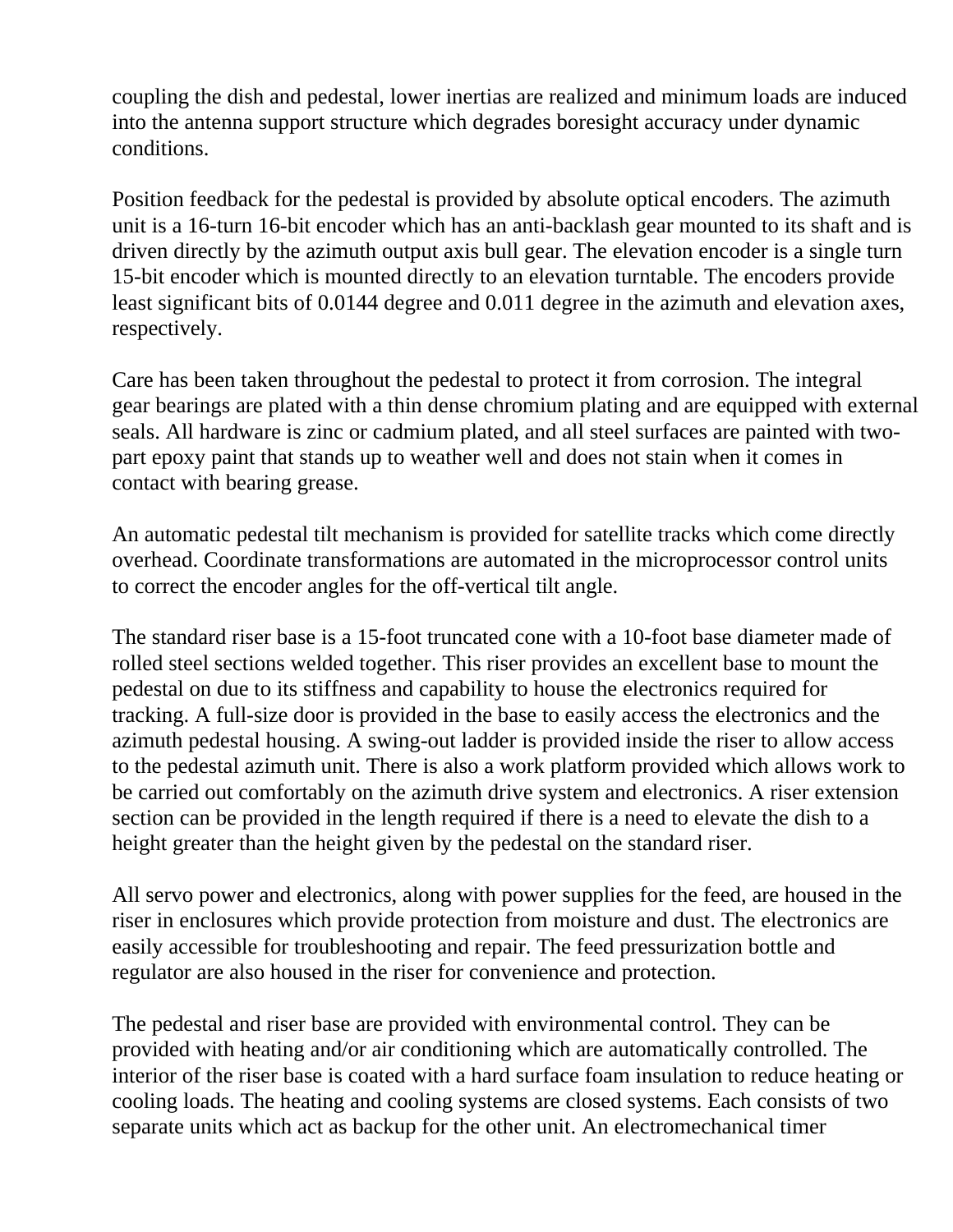coupling the dish and pedestal, lower inertias are realized and minimum loads are induced into the antenna support structure which degrades boresight accuracy under dynamic conditions.

Position feedback for the pedestal is provided by absolute optical encoders. The azimuth unit is a 16-turn 16-bit encoder which has an anti-backlash gear mounted to its shaft and is driven directly by the azimuth output axis bull gear. The elevation encoder is a single turn 15-bit encoder which is mounted directly to an elevation turntable. The encoders provide least significant bits of 0.0144 degree and 0.011 degree in the azimuth and elevation axes, respectively.

Care has been taken throughout the pedestal to protect it from corrosion. The integral gear bearings are plated with a thin dense chromium plating and are equipped with external seals. All hardware is zinc or cadmium plated, and all steel surfaces are painted with two-part epoxy paint that stands up to weather well and does not stain when it comes in contact with bearing grease.

An automatic pedestal tilt mechanism is provided for satellite tracks which come directly overhead. Coordinate transformations are automated in the microprocessor control units to correct the encoder angles for the off-vertical tilt angle.

The standard riser base is a 15-foot truncated cone with a 10-foot base diameter made of rolled steel sections welded together. This riser provides an excellent base to mount the pedestal on due to its stiffness and capability to house the electronics required for tracking. A full-size door is provided in the base to easily access the electronics and the azimuth pedestal housing. A swing-out ladder is provided inside the riser to allow access to the pedestal azimuth unit. There is also a work platform provided which allows work to be carried out comfortably on the azimuth drive system and electronics. A riser extension section can be provided in the length required if there is a need to elevate the dish to a height greater than the height given by the pedestal on the standard riser.

All servo power and electronics, along with power supplies for the feed, are housed in the riser in enclosures which provide protection from moisture and dust. The electronics are easily accessible for troubleshooting and repair. The feed pressurization bottle and regulator are also housed in the riser for convenience and protection.

The pedestal and riser base are provided with environmental control. They can be provided with heating and/or air conditioning which are automatically controlled. The interior of the riser base is coated with a hard surface foam insulation to reduce heating or cooling loads. The heating and cooling systems are closed systems. Each consists of two separate units which act as backup for the other unit. An electromechanical timer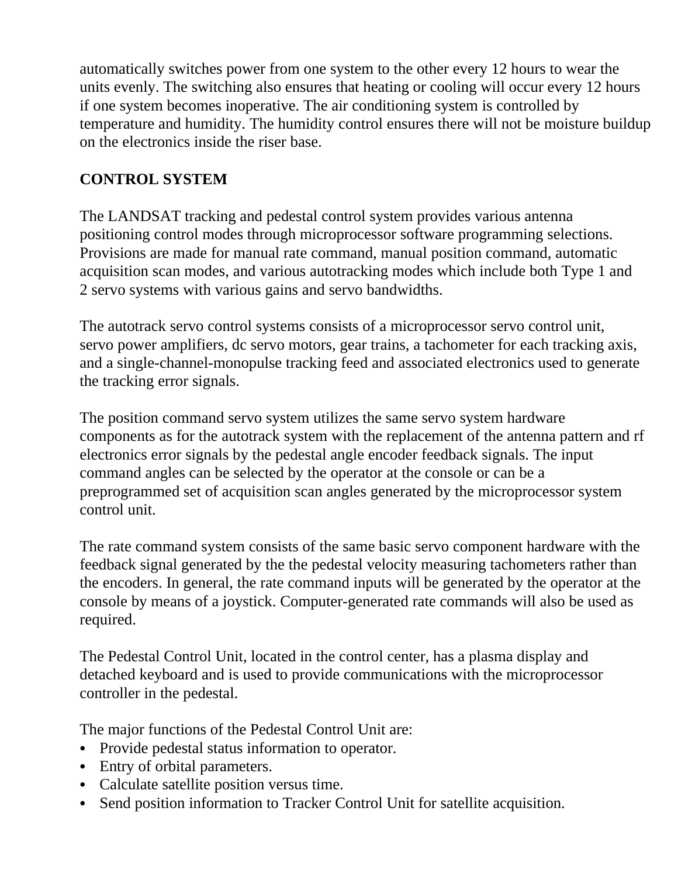automatically switches power from one system to the other every 12 hours to wear the units evenly. The switching also ensures that heating or cooling will occur every 12 hours if one system becomes inoperative. The air conditioning system is controlled by temperature and humidity. The humidity control ensures there will not be moisture buildup on the electronics inside the riser base.

## CONTROL SYSTEM

The LANDSAT tracking and pedestal control system provides various antenna positioning control modes through microprocessor software programming selections. Provisions are made for manual rate command, manual position command, automatic acquisition scan modes, and various autotracking modes which include both Type 1 and 2 servo systems with various gains and servo bandwidths.

The autotrack servo control systems consists of a microprocessor servo control unit, servo power amplifiers, dc servo motors, gear trains, a tachometer for each tracking axis, and a single-channel-monopulse tracking feed and associated electronics used to generate the tracking error signals.

The position command servo system utilizes the same servo system hardware components as for the autotrack system with the replacement of the antenna pattern and rf electronics error signals by the pedestal angle encoder feedback signals. The input command angles can be selected by the operator at the console or can be a preprogrammed set of acquisition scan angles generated by the microprocessor system control unit.

The rate command system consists of the same basic servo component hardware with the feedback signal generated by the the pedestal velocity measuring tachometers rather than the encoders. In general, the rate command inputs will be generated by the operator at the console by means of a joystick. Computer-generated rate commands will also be used as required.

The Pedestal Control Unit, located in the control center, has a plasma display and detached keyboard and is used to provide communications with the microprocessor controller in the pedestal.

The major functions of the Pedestal Control Unit are:

- Provide pedestal status information to operator.
- Entry of orbital parameters.
- Calculate satellite position versus time.
- Send position information to Tracker Control Unit for satellite acquisition.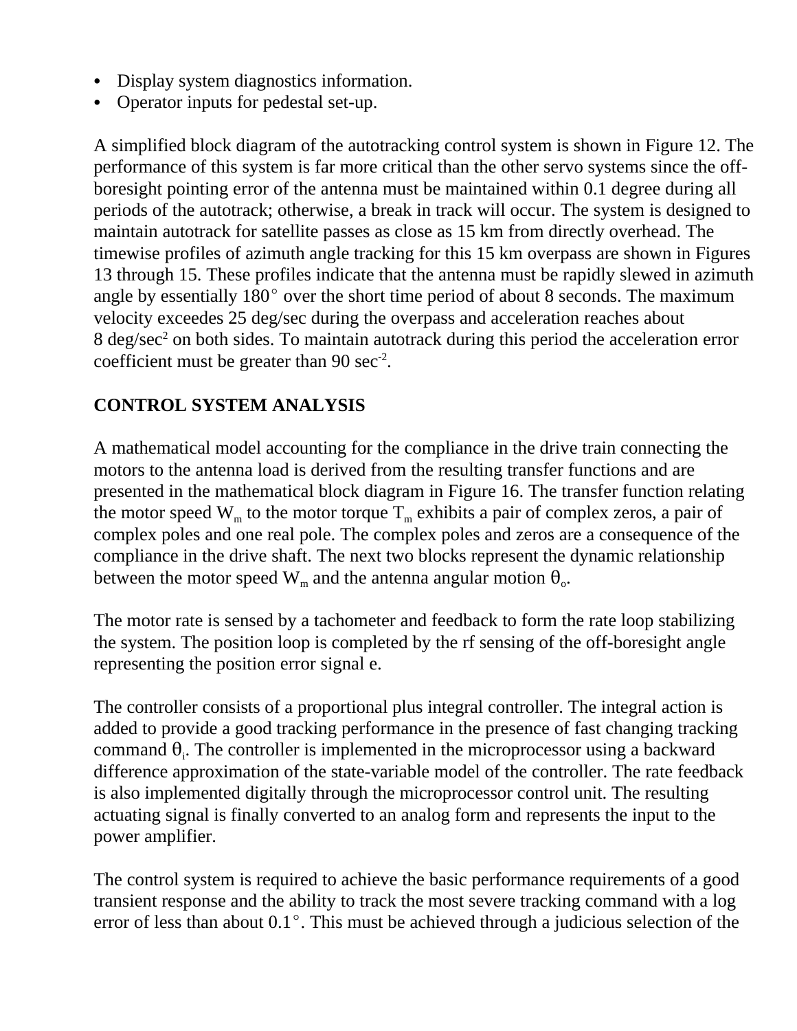- Display system diagnostics information.
- Operator inputs for pedestal set-up.

A simplified block diagram of the autotracking control system is shown in Figure 12. The performance of this system is far more critical than the other servo systems since the off-boresight pointing error of the antenna must be maintained within 0.1 degree during all periods of the autotrack; otherwise, a break in track will occur. The system is designed to maintain autotrack for satellite passes as close as 15 km from directly overhead. The timewise profiles of azimuth angle tracking for this 15 km overpass are shown in Figures 13 through 15. These profiles indicate that the antenna must be rapidly slewed in azimuth angle by essentially 180° over the short time period of about 8 seconds. The maximum velocity exceedes 25 deg/sec during the overpass and acceleration reaches about 8 deg/sec$^2$ on both sides. To maintain autotrack during this period the acceleration error coefficient must be greater than 90 sec$^{-2}$.

## CONTROL SYSTEM ANALYSIS

A mathematical model accounting for the compliance in the drive train connecting the motors to the antenna load is derived from the resulting transfer functions and are presented in the mathematical block diagram in Figure 16. The transfer function relating the motor speed $W_m$ to the motor torque $T_m$ exhibits a pair of complex zeros, a pair of complex poles and one real pole. The complex poles and zeros are a consequence of the compliance in the drive shaft. The next two blocks represent the dynamic relationship between the motor speed $W_m$ and the antenna angular motion $\theta_o$.

The motor rate is sensed by a tachometer and feedback to form the rate loop stabilizing the system. The position loop is completed by the rf sensing of the off-boresight angle representing the position error signal e.

The controller consists of a proportional plus integral controller. The integral action is added to provide a good tracking performance in the presence of fast changing tracking command $\theta_i$. The controller is implemented in the microprocessor using a backward difference approximation of the state-variable model of the controller. The rate feedback is also implemented digitally through the microprocessor control unit. The resulting actuating signal is finally converted to an analog form and represents the input to the power amplifier.

The control system is required to achieve the basic performance requirements of a good transient response and the ability to track the most severe tracking command with a log error of less than about 0.1°. This must be achieved through a judicious selection of the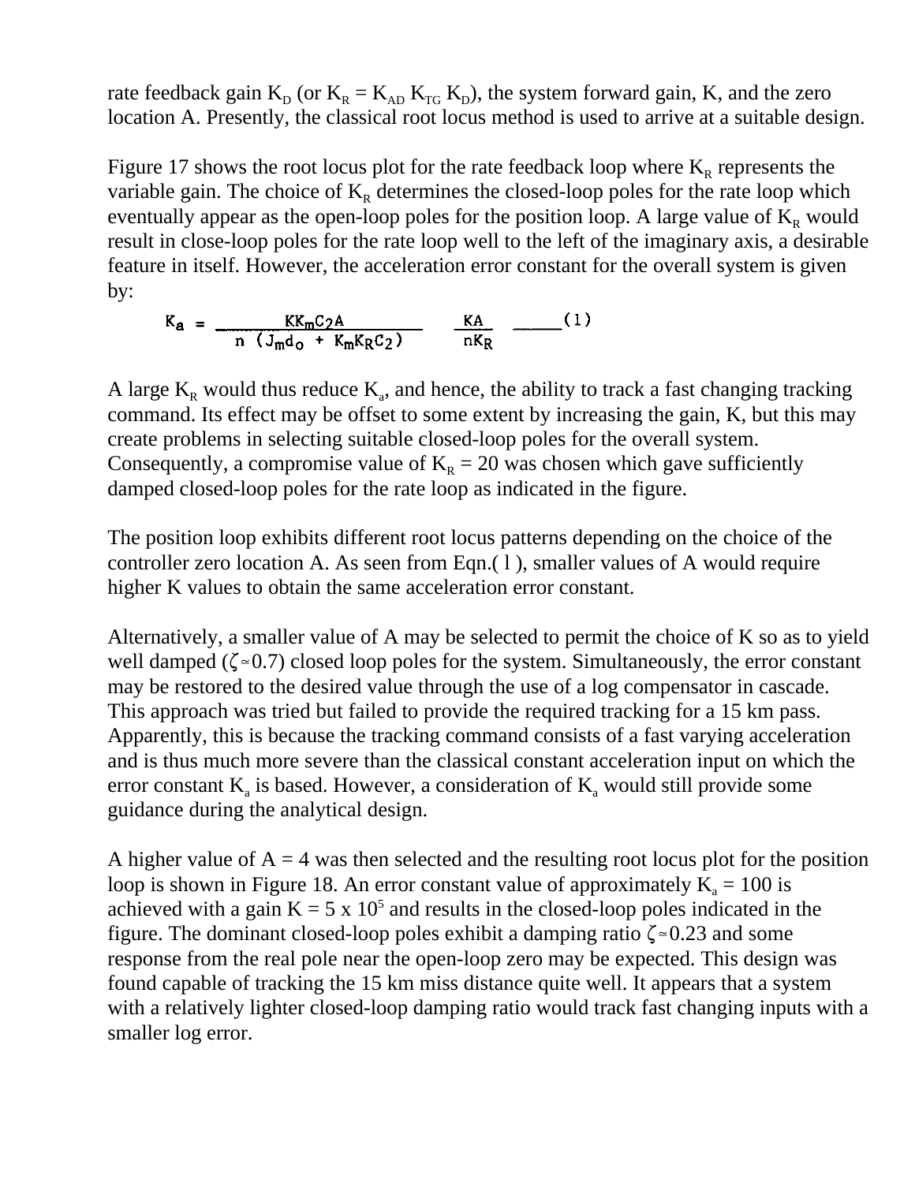rate feedback gain $K_D$ (or $K_R = K_{AD} K_{TG} K_D$), the system forward gain, K, and the zero location A. Presently, the classical root locus method is used to arrive at a suitable design.

Figure 17 shows the root locus plot for the rate feedback loop where $K_R$ represents the variable gain. The choice of $K_R$ determines the closed-loop poles for the rate loop which eventually appear as the open-loop poles for the position loop. A large value of $K_R$ would result in close-loop poles for the rate loop well to the left of the imaginary axis, a desirable feature in itself. However, the acceleration error constant for the overall system is given by:

$$K_a = \frac{K K_m C_2 A}{n\,(J_m d_o + K_m K_R C_2)} \qquad \frac{KA}{nK_R} \qquad (1)$$

A large $K_R$ would thus reduce $K_a$, and hence, the ability to track a fast changing tracking command. Its effect may be offset to some extent by increasing the gain, K, but this may create problems in selecting suitable closed-loop poles for the overall system. Consequently, a compromise value of $K_R = 20$ was chosen which gave sufficiently damped closed-loop poles for the rate loop as indicated in the figure.

The position loop exhibits different root locus patterns depending on the choice of the controller zero location A. As seen from Eqn.( l ), smaller values of A would require higher K values to obtain the same acceleration error constant.

Alternatively, a smaller value of A may be selected to permit the choice of K so as to yield well damped ($\zeta \approx 0.7$) closed loop poles for the system. Simultaneously, the error constant may be restored to the desired value through the use of a log compensator in cascade. This approach was tried but failed to provide the required tracking for a 15 km pass. Apparently, this is because the tracking command consists of a fast varying acceleration and is thus much more severe than the classical constant acceleration input on which the error constant $K_a$ is based. However, a consideration of $K_a$ would still provide some guidance during the analytical design.

A higher value of A = 4 was then selected and the resulting root locus plot for the position loop is shown in Figure 18. An error constant value of approximately $K_a = 100$ is achieved with a gain $K = 5 \times 10^5$ and results in the closed-loop poles indicated in the figure. The dominant closed-loop poles exhibit a damping ratio $\zeta \approx 0.23$ and some response from the real pole near the open-loop zero may be expected. This design was found capable of tracking the 15 km miss distance quite well. It appears that a system with a relatively lighter closed-loop damping ratio would track fast changing inputs with a smaller log error.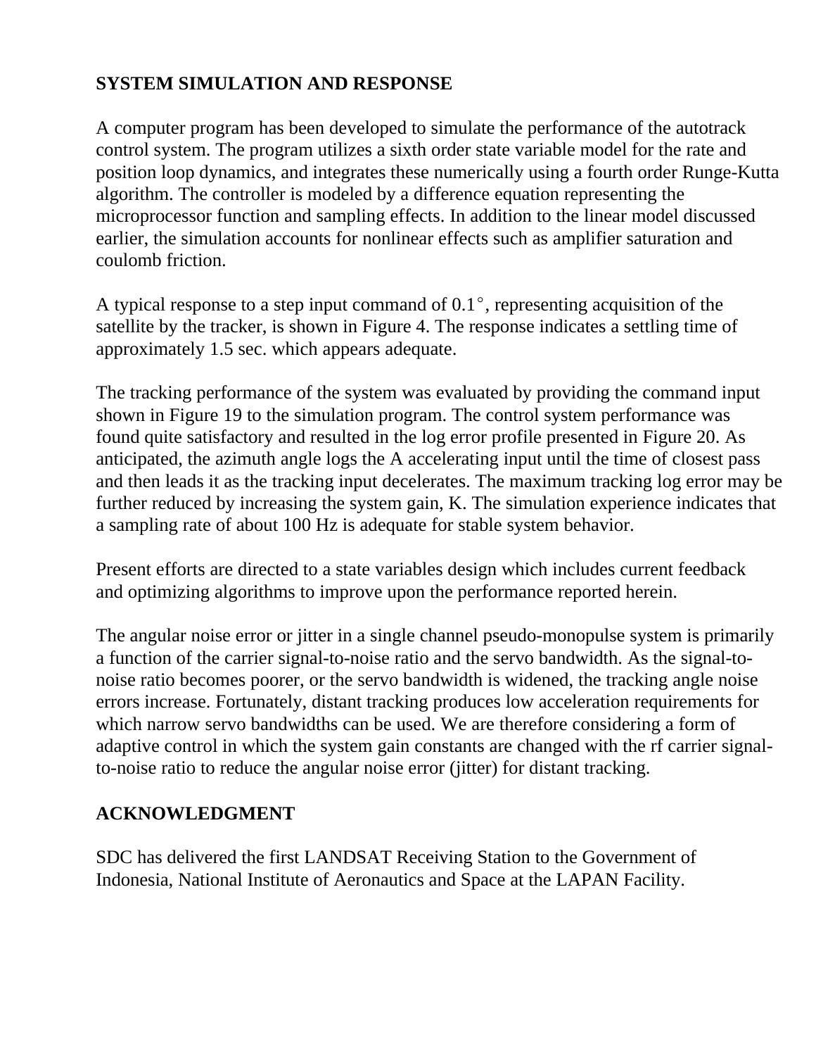## SYSTEM SIMULATION AND RESPONSE

A computer program has been developed to simulate the performance of the autotrack control system. The program utilizes a sixth order state variable model for the rate and position loop dynamics, and integrates these numerically using a fourth order Runge-Kutta algorithm. The controller is modeled by a difference equation representing the microprocessor function and sampling effects. In addition to the linear model discussed earlier, the simulation accounts for nonlinear effects such as amplifier saturation and coulomb friction.

A typical response to a step input command of $0.1^\circ$, representing acquisition of the satellite by the tracker, is shown in Figure 4. The response indicates a settling time of approximately 1.5 sec. which appears adequate.

The tracking performance of the system was evaluated by providing the command input shown in Figure 19 to the simulation program. The control system performance was found quite satisfactory and resulted in the log error profile presented in Figure 20. As anticipated, the azimuth angle logs the A accelerating input until the time of closest pass and then leads it as the tracking input decelerates. The maximum tracking log error may be further reduced by increasing the system gain, K. The simulation experience indicates that a sampling rate of about 100 Hz is adequate for stable system behavior.

Present efforts are directed to a state variables design which includes current feedback and optimizing algorithms to improve upon the performance reported herein.

The angular noise error or jitter in a single channel pseudo-monopulse system is primarily a function of the carrier signal-to-noise ratio and the servo bandwidth. As the signal-to-noise ratio becomes poorer, or the servo bandwidth is widened, the tracking angle noise errors increase. Fortunately, distant tracking produces low acceleration requirements for which narrow servo bandwidths can be used. We are therefore considering a form of adaptive control in which the system gain constants are changed with the rf carrier signal-to-noise ratio to reduce the angular noise error (jitter) for distant tracking.

## ACKNOWLEDGMENT

SDC has delivered the first LANDSAT Receiving Station to the Government of Indonesia, National Institute of Aeronautics and Space at the LAPAN Facility.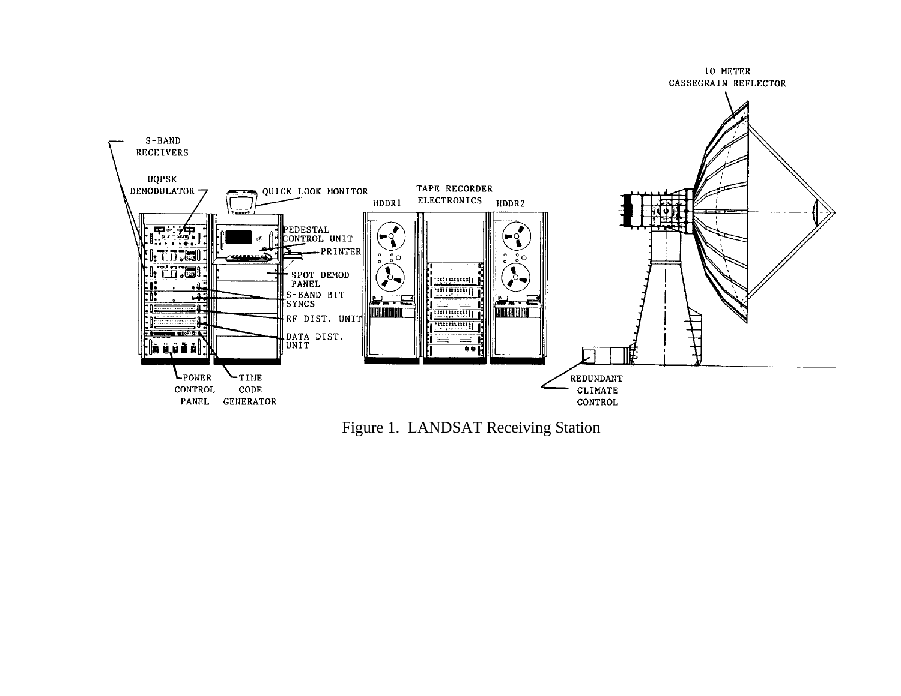Figure 1. LANDSAT Receiving Station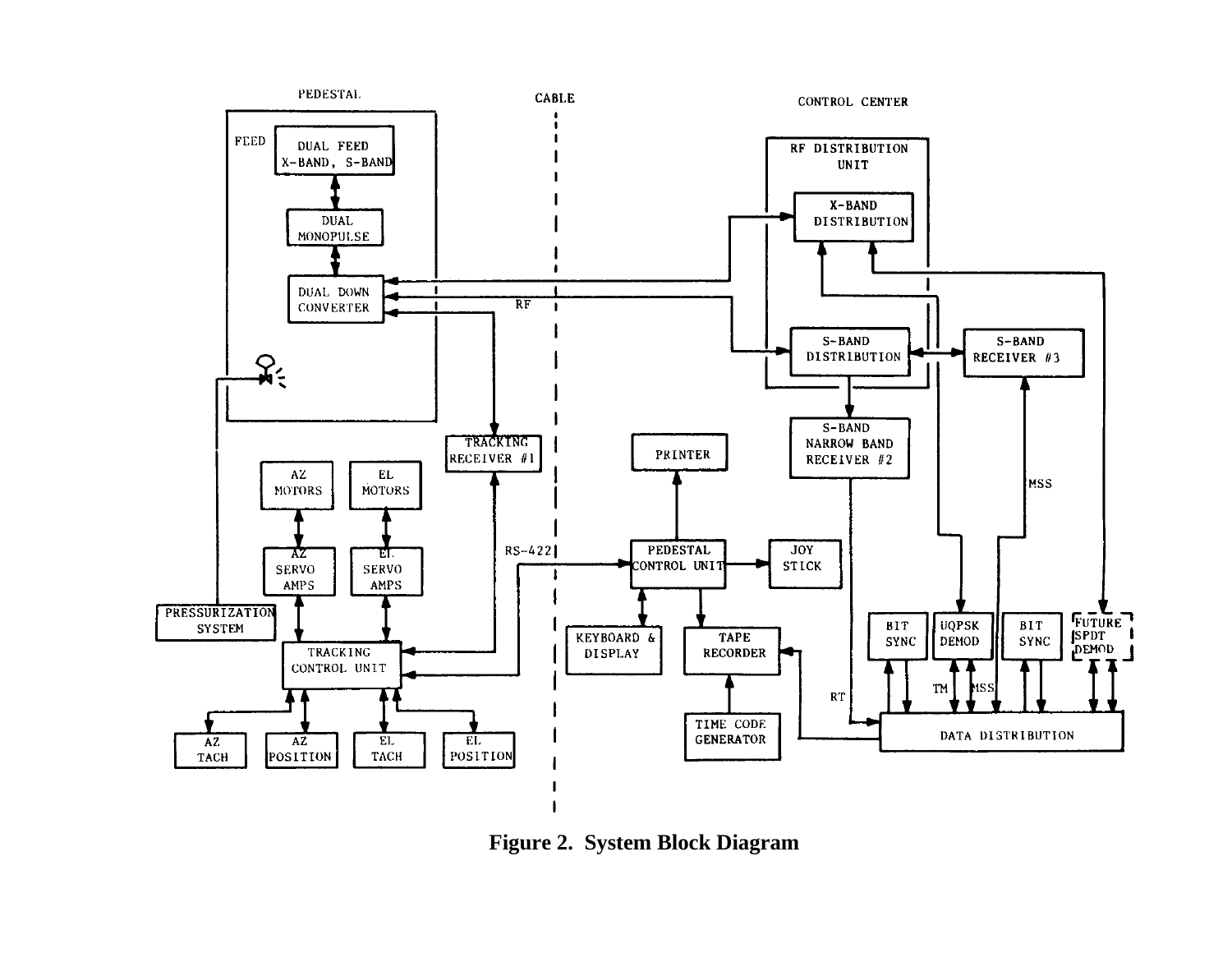Figure 2. System Block Diagram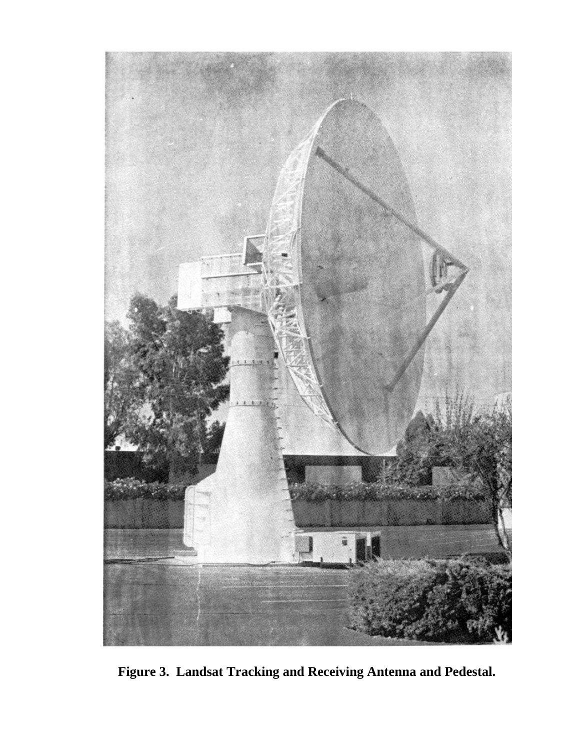**Figure 3. Landsat Tracking and Receiving Antenna and Pedestal.**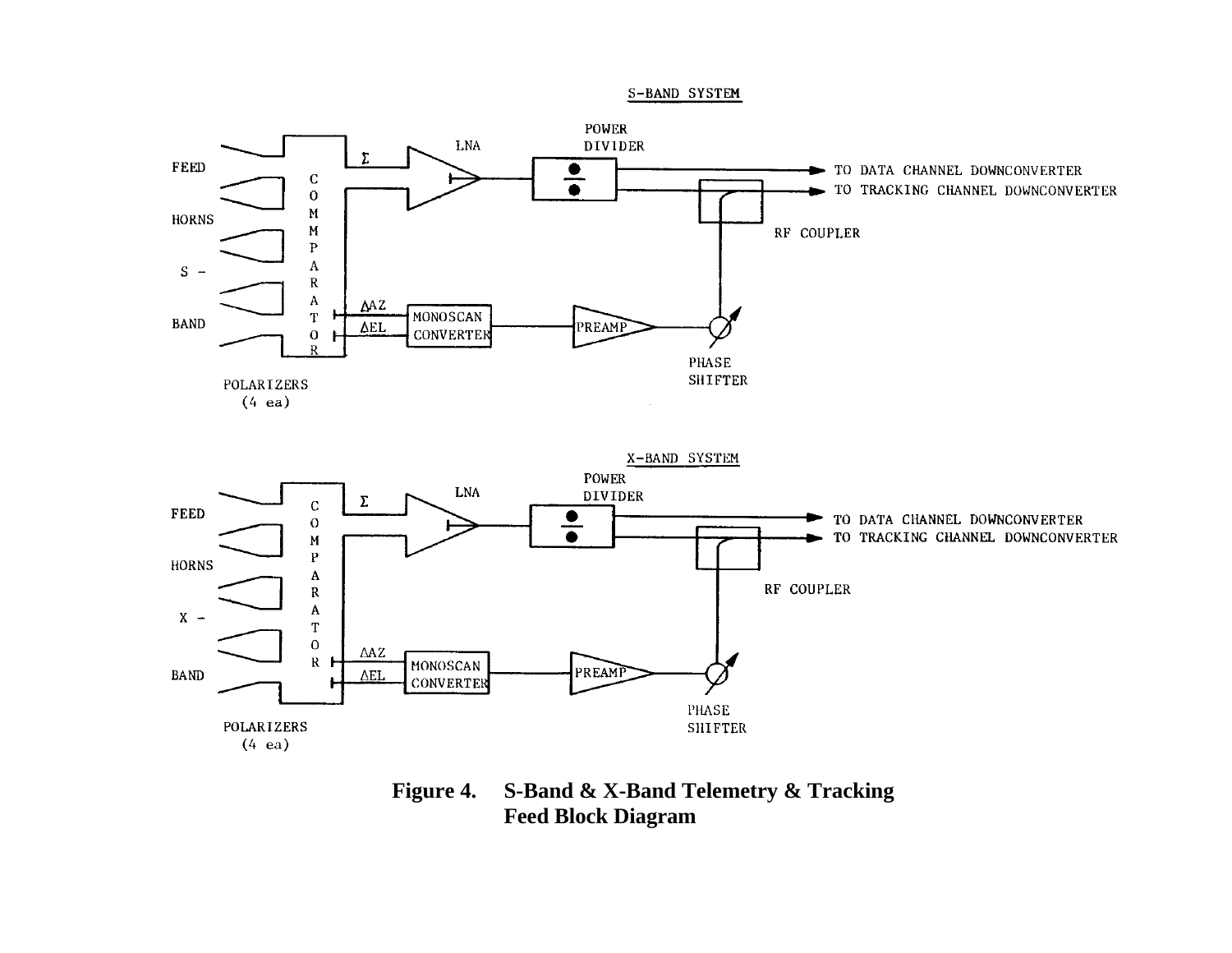**Figure 4. S-Band & X-Band Telemetry & Tracking Feed Block Diagram**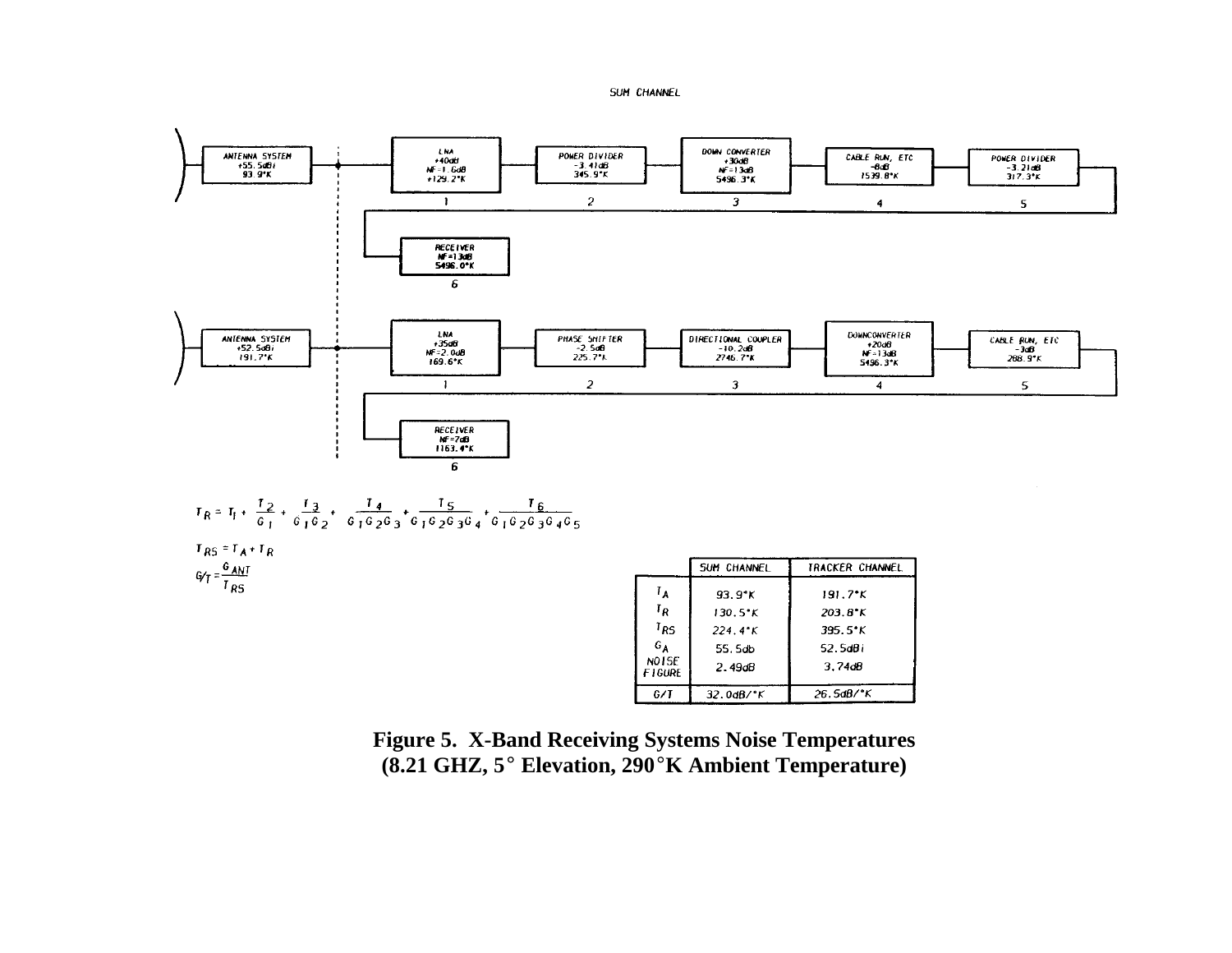SUM CHANNEL

ANTENNA SYSTEM +55.5dBi 93.9°K

LNA +40dB NF=1.6dB +129.2°K (1)

POWER DIVIDER -3.41dB 345.9°K (2)

DOWN CONVERTER +30dB NF=13dB 5496.3°K (3)

CABLE RUN, ETC -8dB 1539.8°K (4)

POWER DIVIDER -3.21dB 317.3°K (5)

RECEIVER NF=13dB 5496.0°K (6)

ANTENNA SYSTEM +52.5dBi 191.7°K

LNA +35dB NF=2.0dB 169.6°K (1)

PHASE SHIFTER -2.5dB 225.7°K (2)

DIRECTIONAL COUPLER -10.2dB 2746.7°K (3)

DOWNCONVERTER +20dB NF=13dB 5496.3°K (4)

CABLE RUN, ETC -3dB 288.9°K (5)

RECEIVER NF=7dB 1163.4°K (6)

$$T_R = T_1 + \frac{T_2}{G_1} + \frac{T_3}{G_1 G_2} + \frac{T_4}{G_1 G_2 G_3} + \frac{T_5}{G_1 G_2 G_3 G_4} + \frac{T_6}{G_1 G_2 G_3 G_4 G_5}$$

$$T_{RS} = T_A + T_R$$

$$G/T = \frac{G_{ANT}}{T_{RS}}$$

| | SUM CHANNEL | TRACKER CHANNEL |
|---|---|---|
| $T_A$ | 93.9°K | 191.7°K |
| $T_R$ | 130.5°K | 203.8°K |
| $T_{RS}$ | 224.4°K | 395.5°K |
| $G_A$ | 55.5db | 52.5dBi |
| NOISE FIGURE | 2.49dB | 3.74dB |
| G/T | 32.0dB/°K | 26.5dB/°K |

**Figure 5. X-Band Receiving Systems Noise Temperatures (8.21 GHZ, 5° Elevation, 290°K Ambient Temperature)**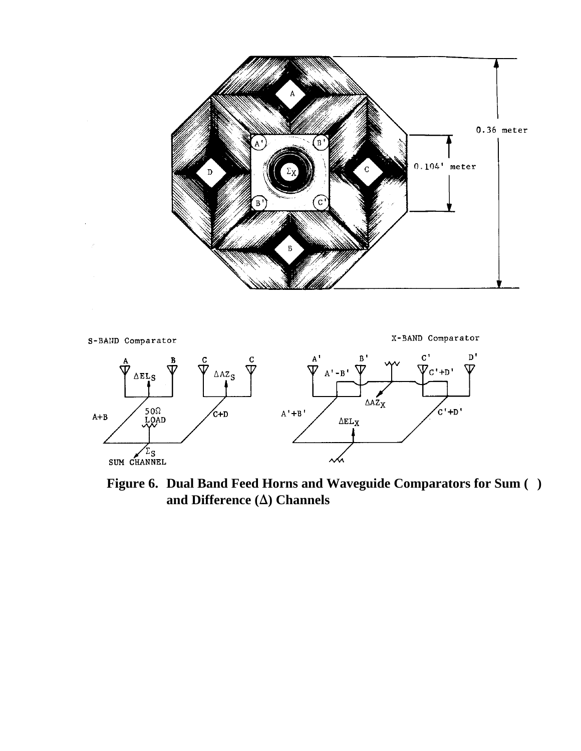**Figure 6. Dual Band Feed Horns and Waveguide Comparators for Sum ( ) and Difference (Δ) Channels**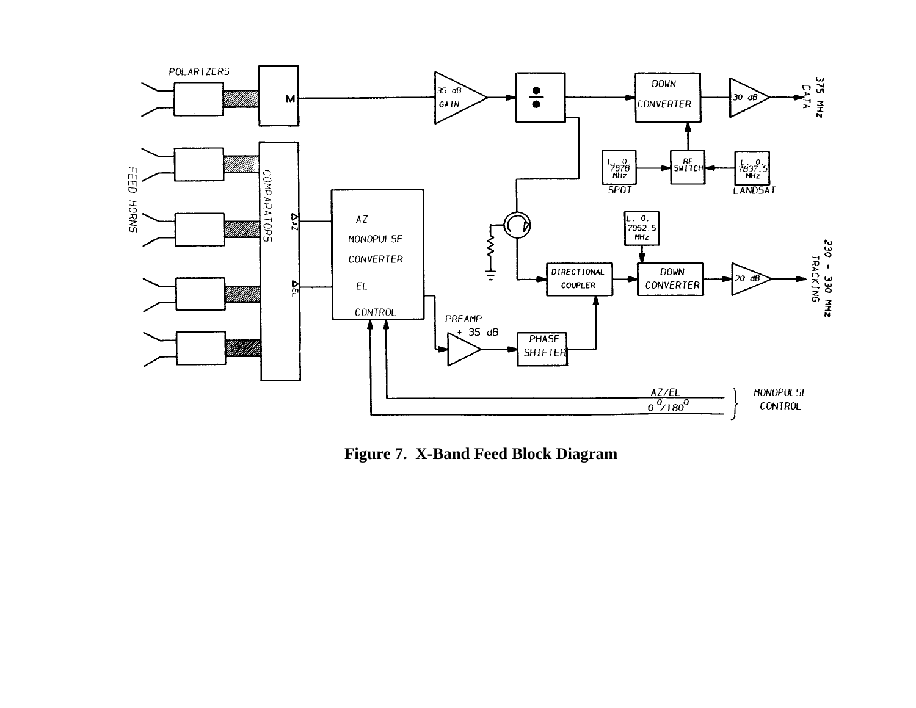Figure 7. X-Band Feed Block Diagram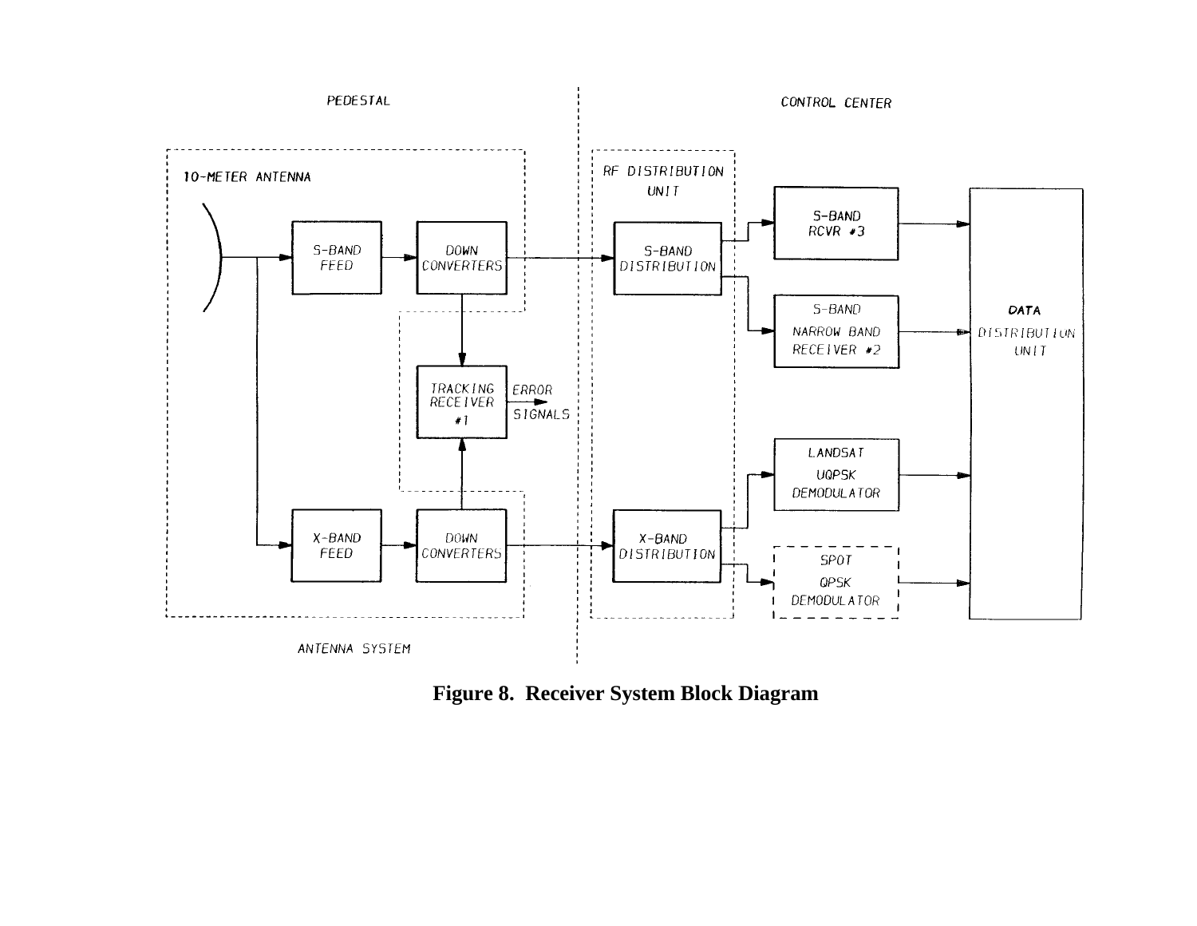**Figure 8. Receiver System Block Diagram**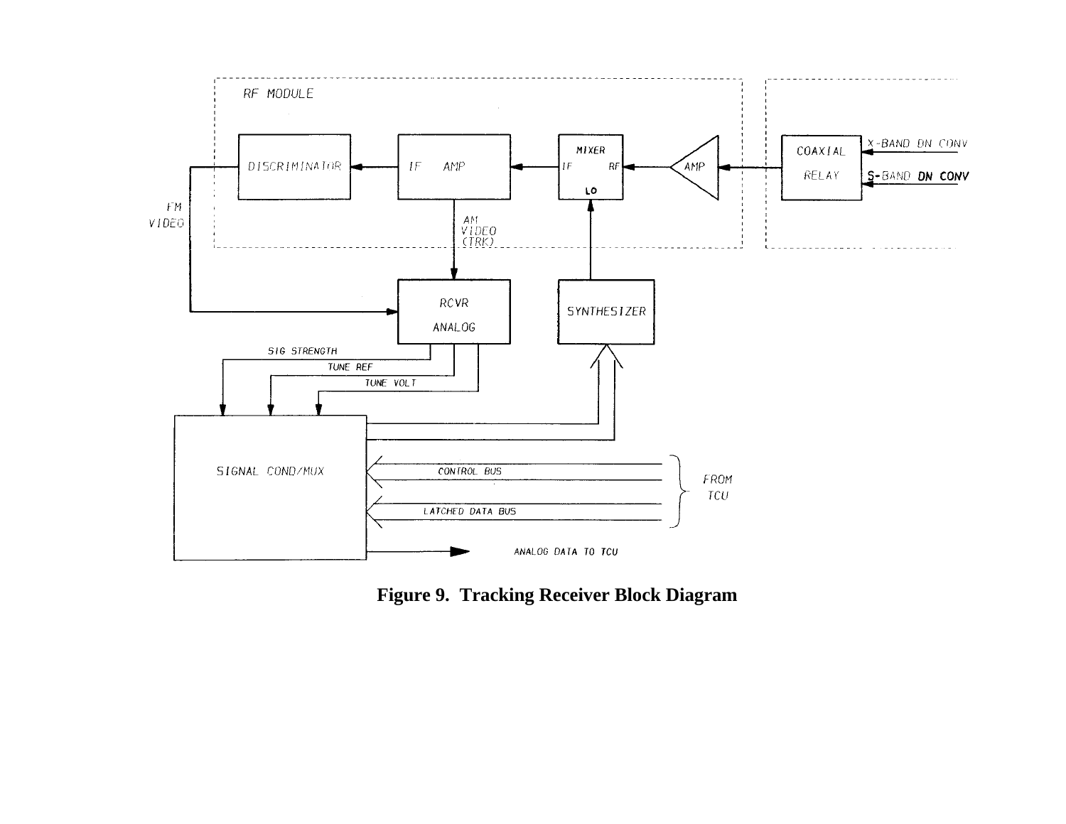**Figure 9. Tracking Receiver Block Diagram**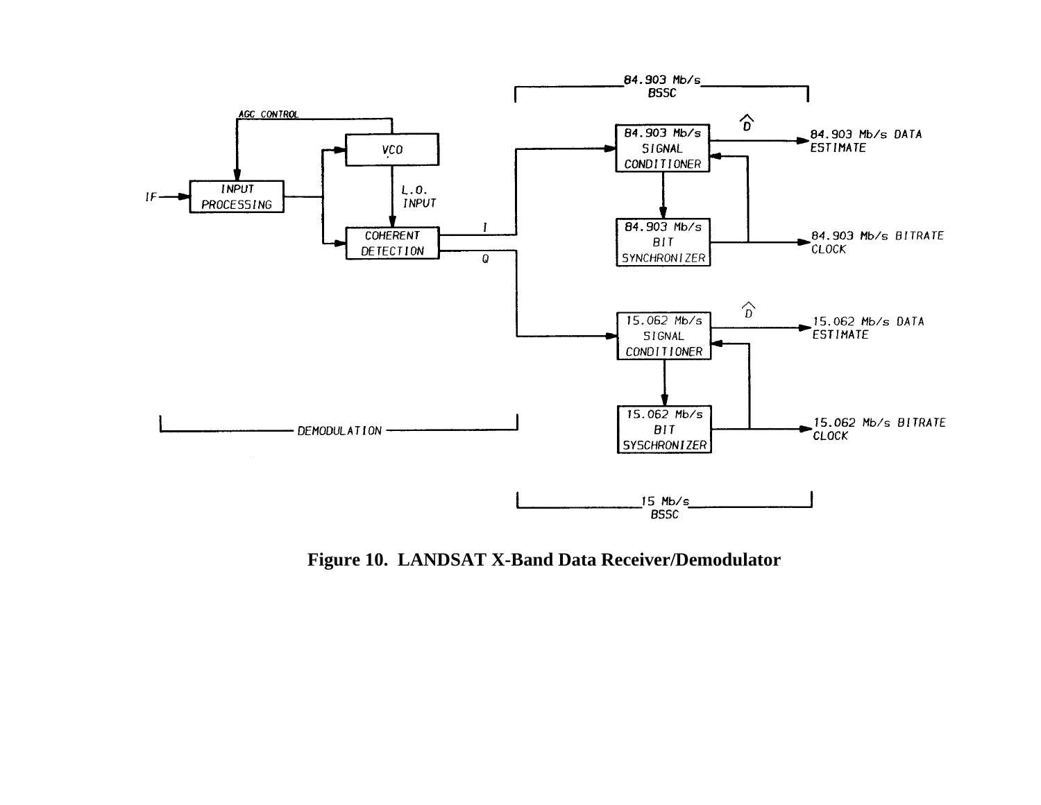**Figure 10. LANDSAT X-Band Data Receiver/Demodulator**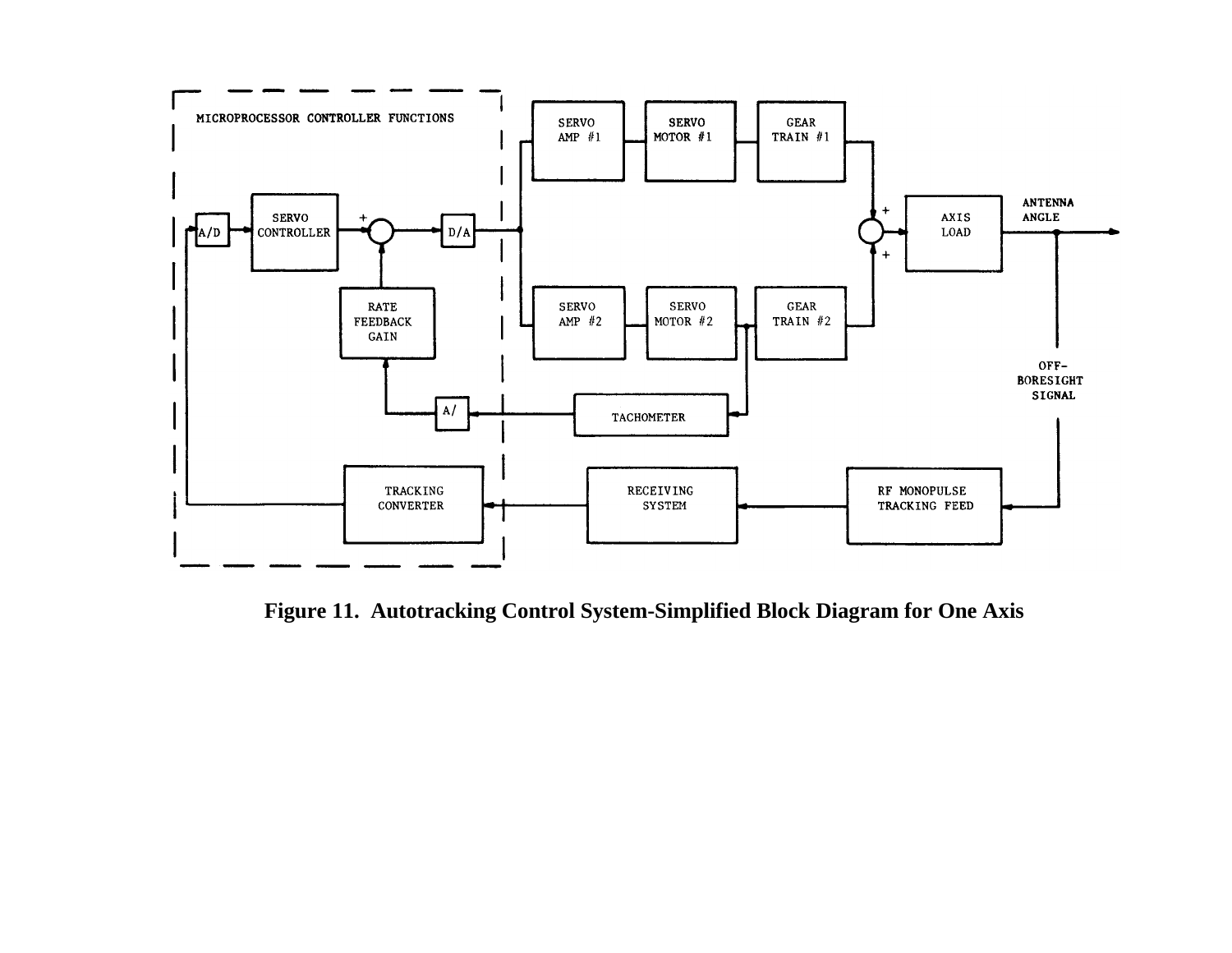Figure 11. Autotracking Control System-Simplified Block Diagram for One Axis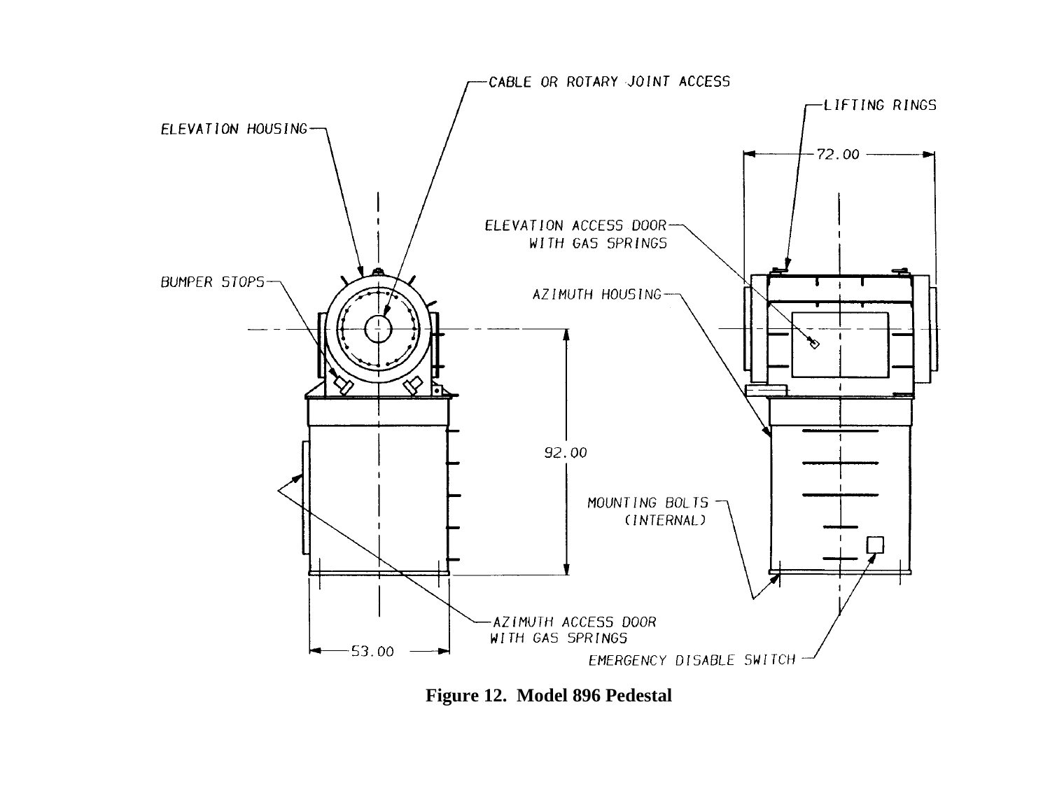Figure 12. Model 896 Pedestal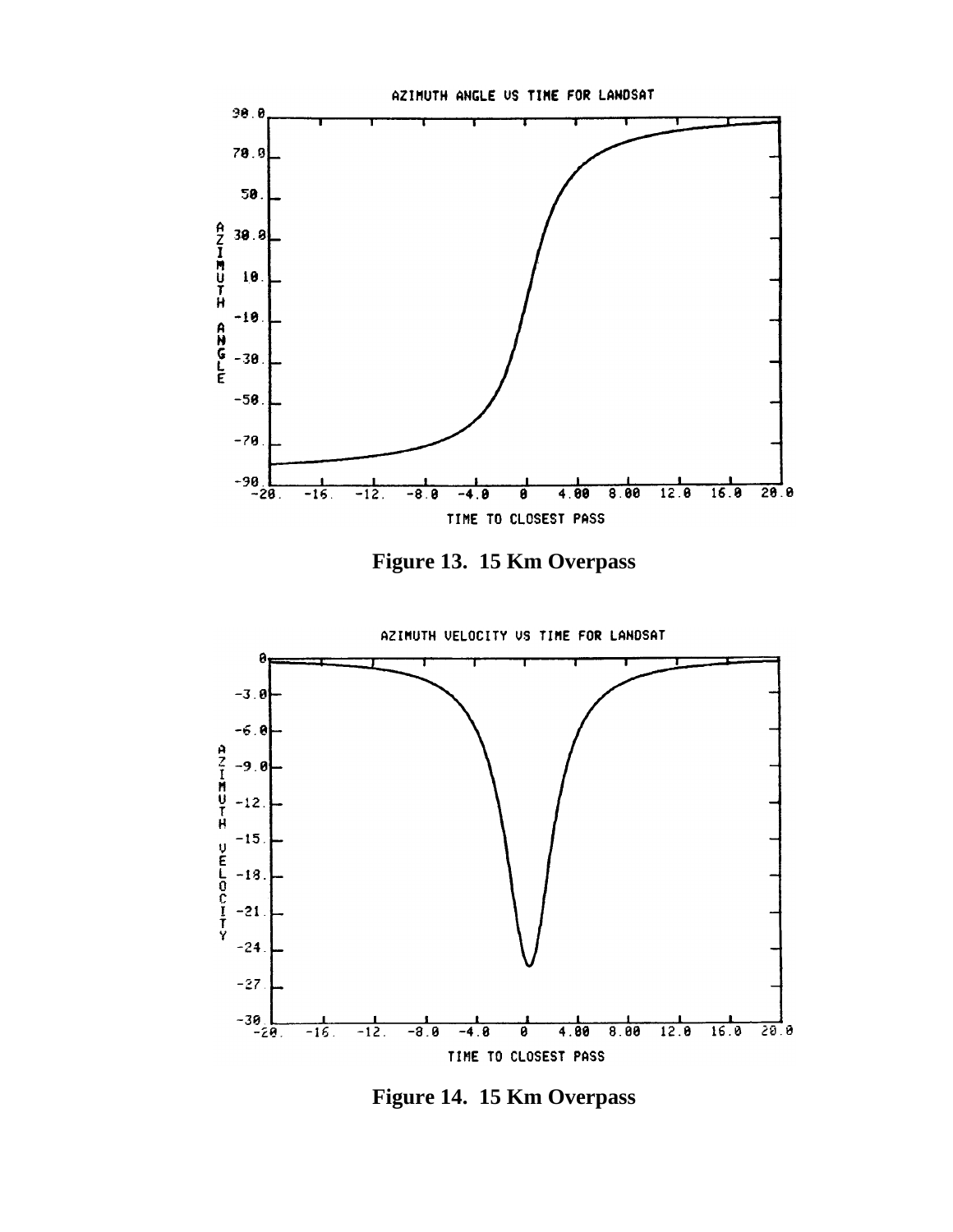Figure 13.  15 Km Overpass

Figure 14.  15 Km Overpass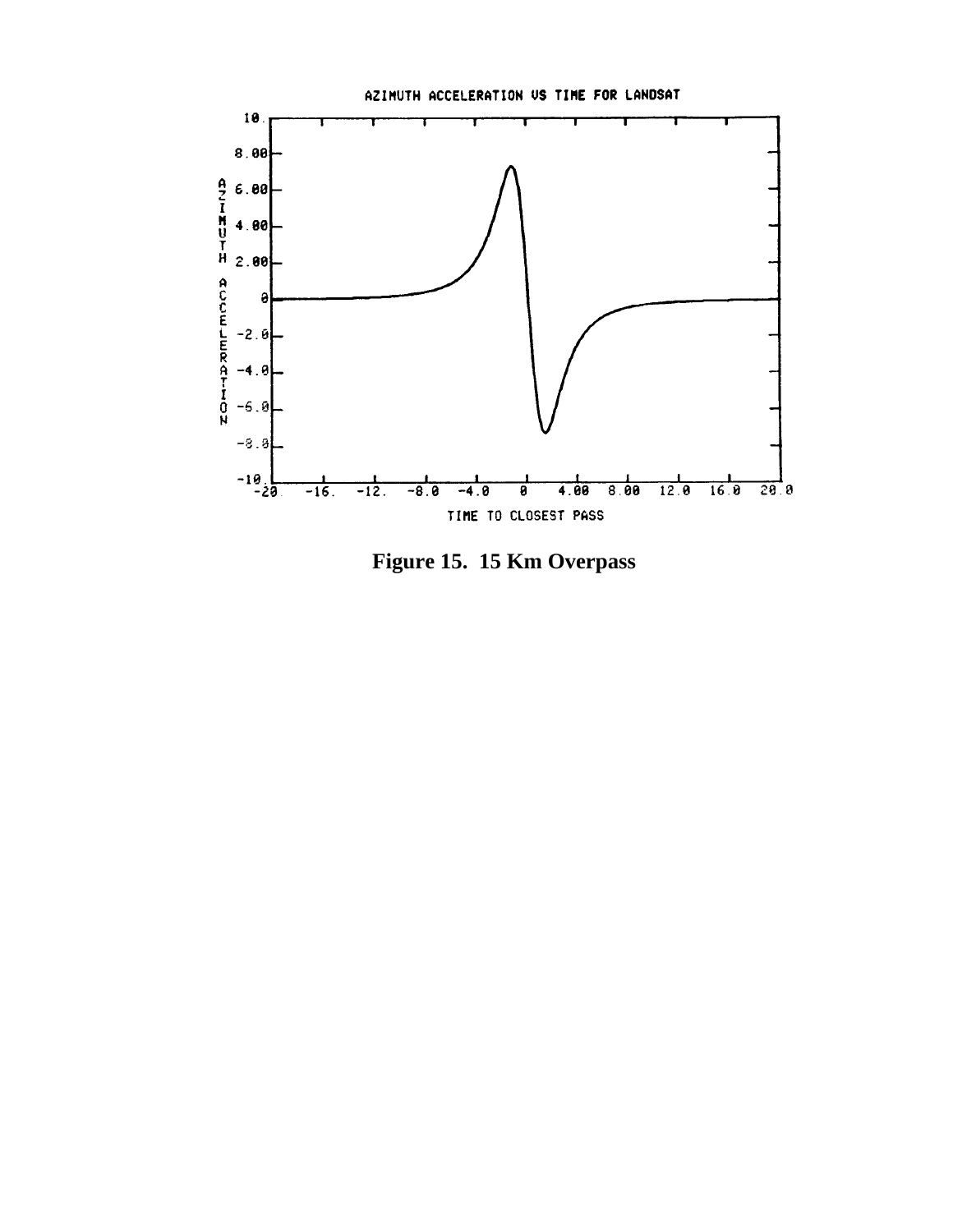**Figure 15. 15 Km Overpass**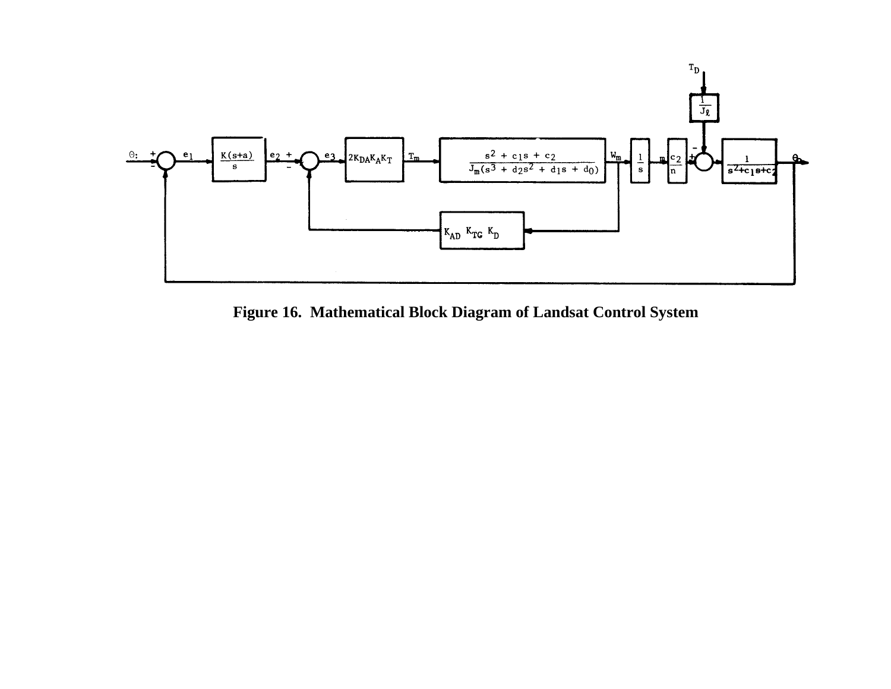**Figure 16. Mathematical Block Diagram of Landsat Control System**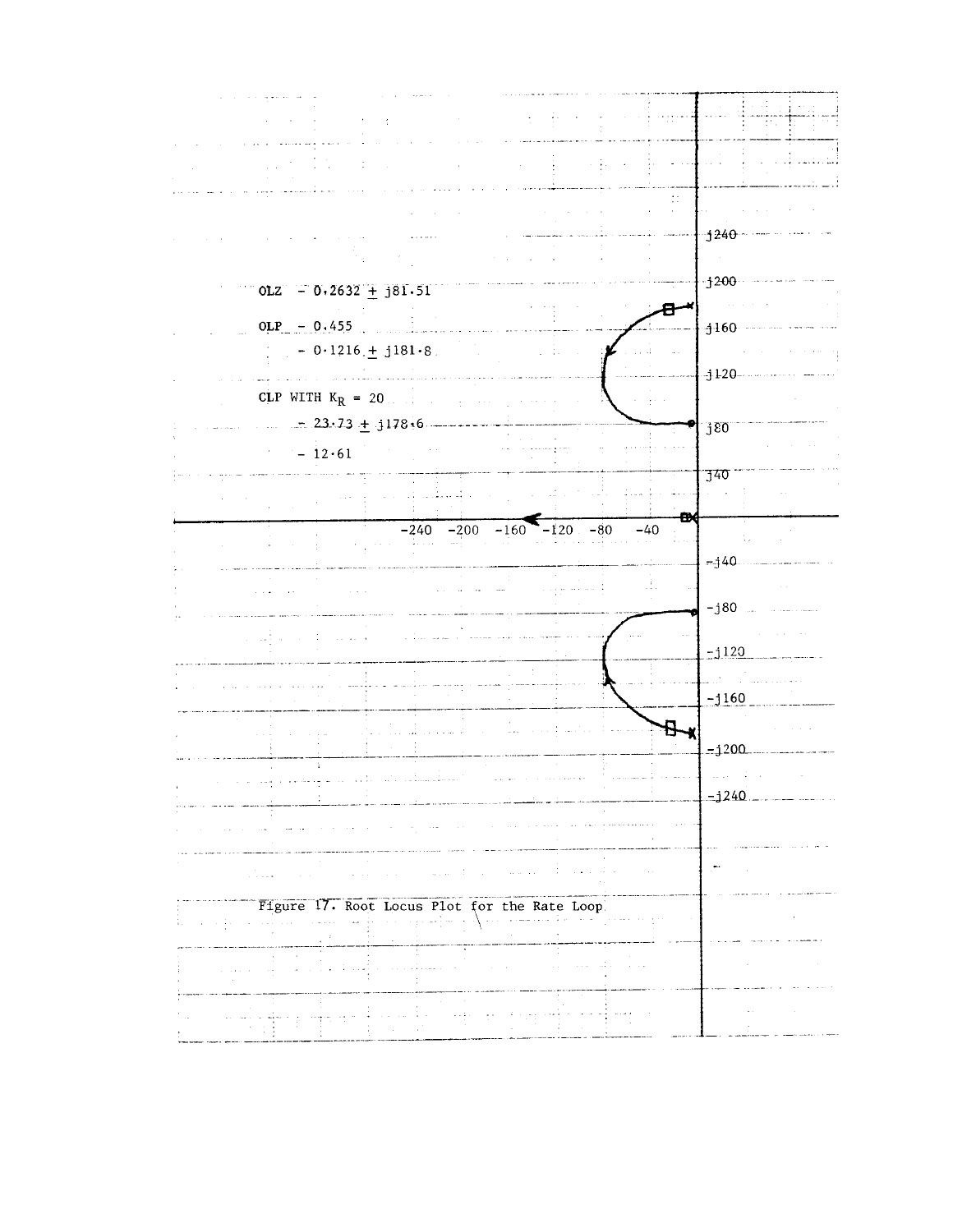OLZ $- 0.2632 \pm j81.51$

OLP $- 0.455$

$- 0.1216 \pm j181.8$

CLP WITH $K_R = 20$

$- 23.73 \pm j178.6$

$- 12.61$

Figure 17. Root Locus Plot for the Rate Loop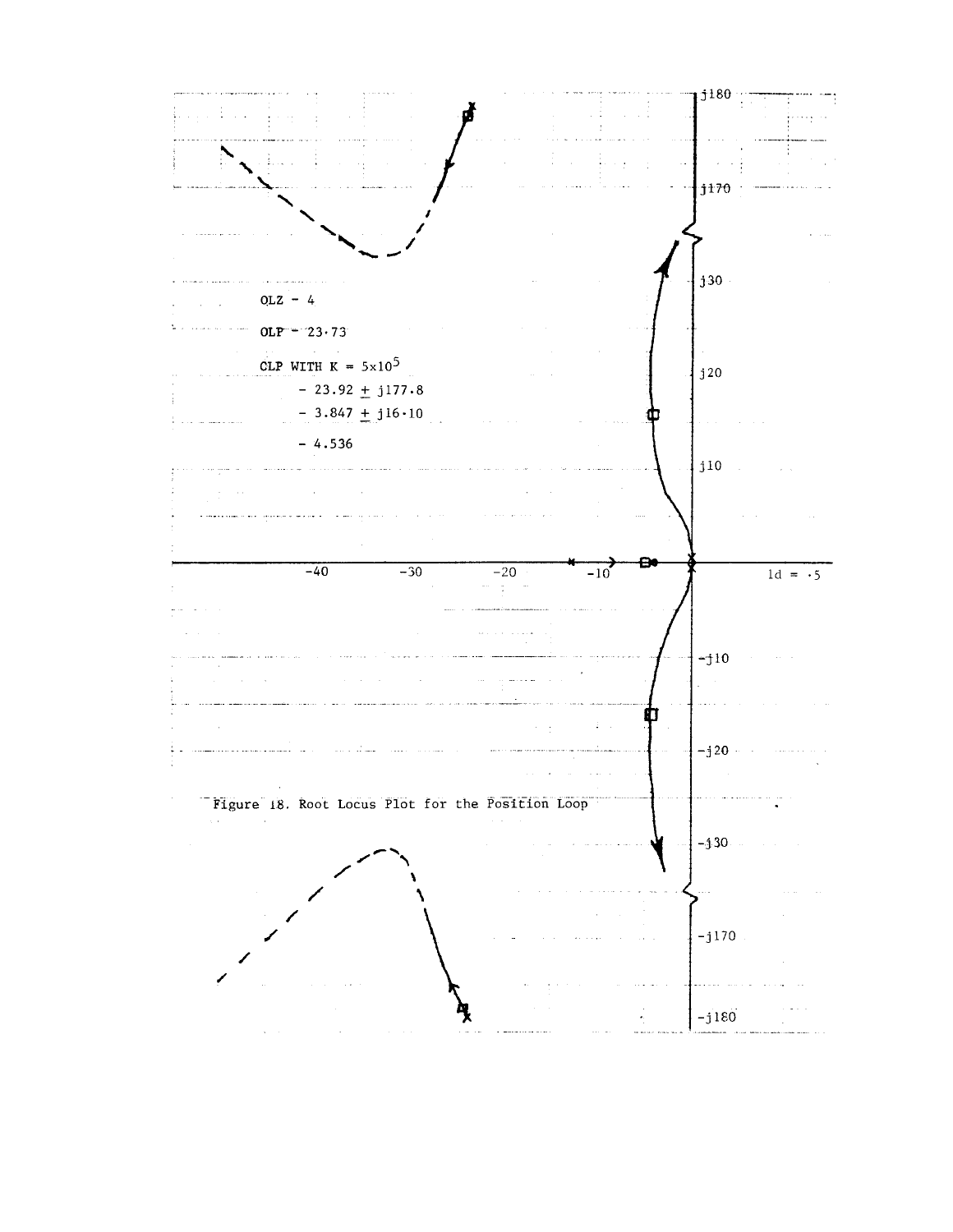OLZ - 4

OLP - 23.73

CLP WITH K = $5 \times 10^5$

- $-23.92 \pm j177.8$
- $-3.847 \pm j16.10$
- $-4.536$

Figure 18. Root Locus Plot for the Position Loop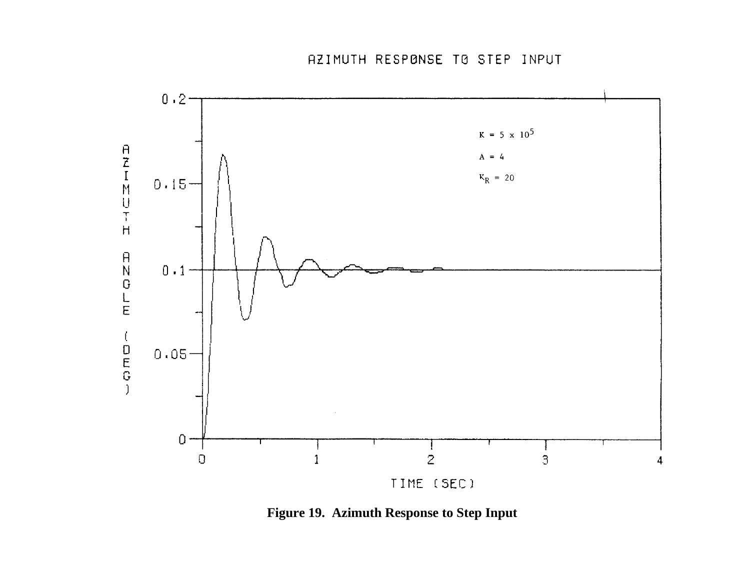AZIMUTH RESPONSE TO STEP INPUT

$K = 5 \times 10^5$

$A = 4$

$K_R = 20$

AZIMUTH ANGLE (DEG)

TIME (SEC)

**Figure 19. Azimuth Response to Step Input**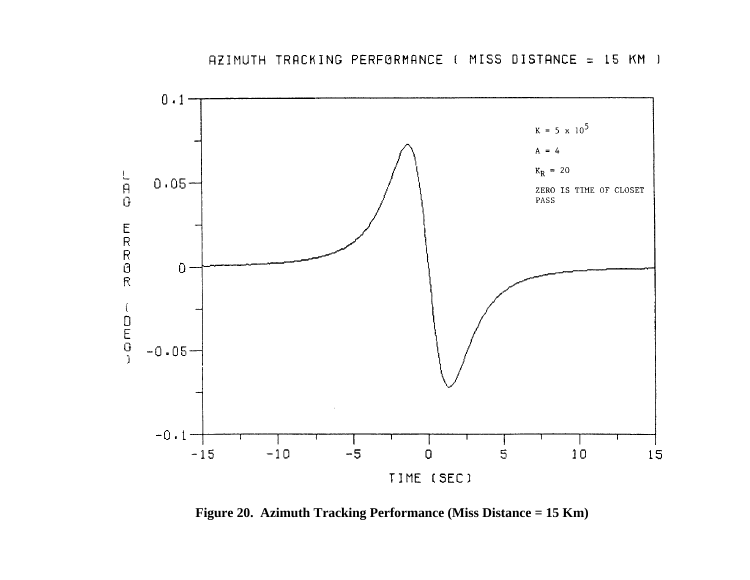AZIMUTH TRACKING PERFORMANCE ( MISS DISTANCE = 15 KM )

$K = 5 \times 10^5$

$A = 4$

$K_R = 20$

ZERO IS TIME OF CLOSET PASS

**Figure 20. Azimuth Tracking Performance (Miss Distance = 15 Km)**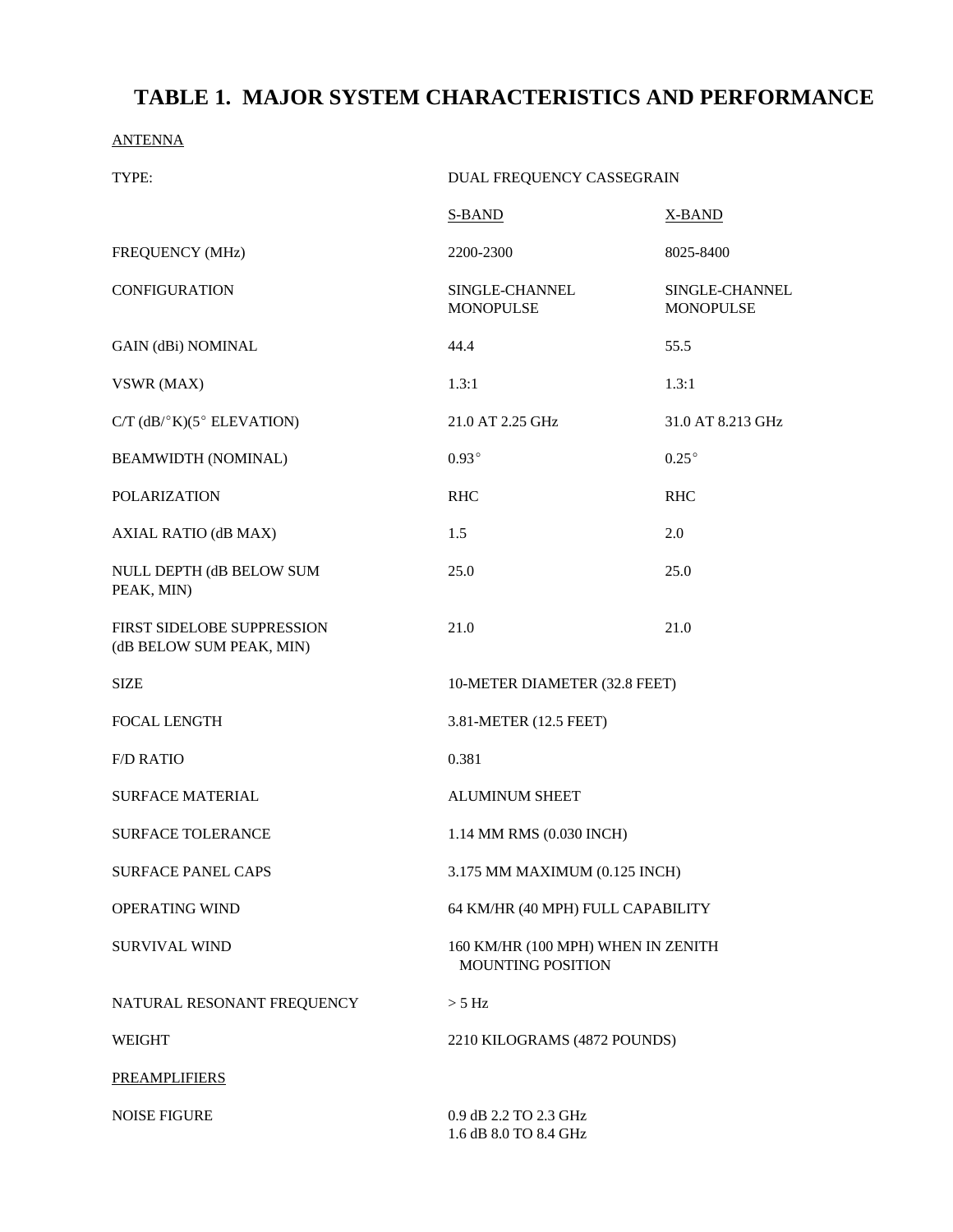# TABLE 1. MAJOR SYSTEM CHARACTERISTICS AND PERFORMANCE

ANTENNA

| | | |
|---|---|---|
| TYPE: | DUAL FREQUENCY CASSEGRAIN | |
| | S-BAND | X-BAND |
| FREQUENCY (MHz) | 2200-2300 | 8025-8400 |
| CONFIGURATION | SINGLE-CHANNEL MONOPULSE | SINGLE-CHANNEL MONOPULSE |
| GAIN (dBi) NOMINAL | 44.4 | 55.5 |
| VSWR (MAX) | 1.3:1 | 1.3:1 |
| C/T (dB/°K)(5° ELEVATION) | 21.0 AT 2.25 GHz | 31.0 AT 8.213 GHz |
| BEAMWIDTH (NOMINAL) | 0.93° | 0.25° |
| POLARIZATION | RHC | RHC |
| AXIAL RATIO (dB MAX) | 1.5 | 2.0 |
| NULL DEPTH (dB BELOW SUM PEAK, MIN) | 25.0 | 25.0 |
| FIRST SIDELOBE SUPPRESSION (dB BELOW SUM PEAK, MIN) | 21.0 | 21.0 |
| SIZE | 10-METER DIAMETER (32.8 FEET) | |
| FOCAL LENGTH | 3.81-METER (12.5 FEET) | |
| F/D RATIO | 0.381 | |
| SURFACE MATERIAL | ALUMINUM SHEET | |
| SURFACE TOLERANCE | 1.14 MM RMS (0.030 INCH) | |
| SURFACE PANEL CAPS | 3.175 MM MAXIMUM (0.125 INCH) | |
| OPERATING WIND | 64 KM/HR (40 MPH) FULL CAPABILITY | |
| SURVIVAL WIND | 160 KM/HR (100 MPH) WHEN IN ZENITH MOUNTING POSITION | |
| NATURAL RESONANT FREQUENCY | > 5 Hz | |
| WEIGHT | 2210 KILOGRAMS (4872 POUNDS) | |

PREAMPLIFIERS

| | |
|---|---|
| NOISE FIGURE | 0.9 dB 2.2 TO 2.3 GHz<br>1.6 dB 8.0 TO 8.4 GHz |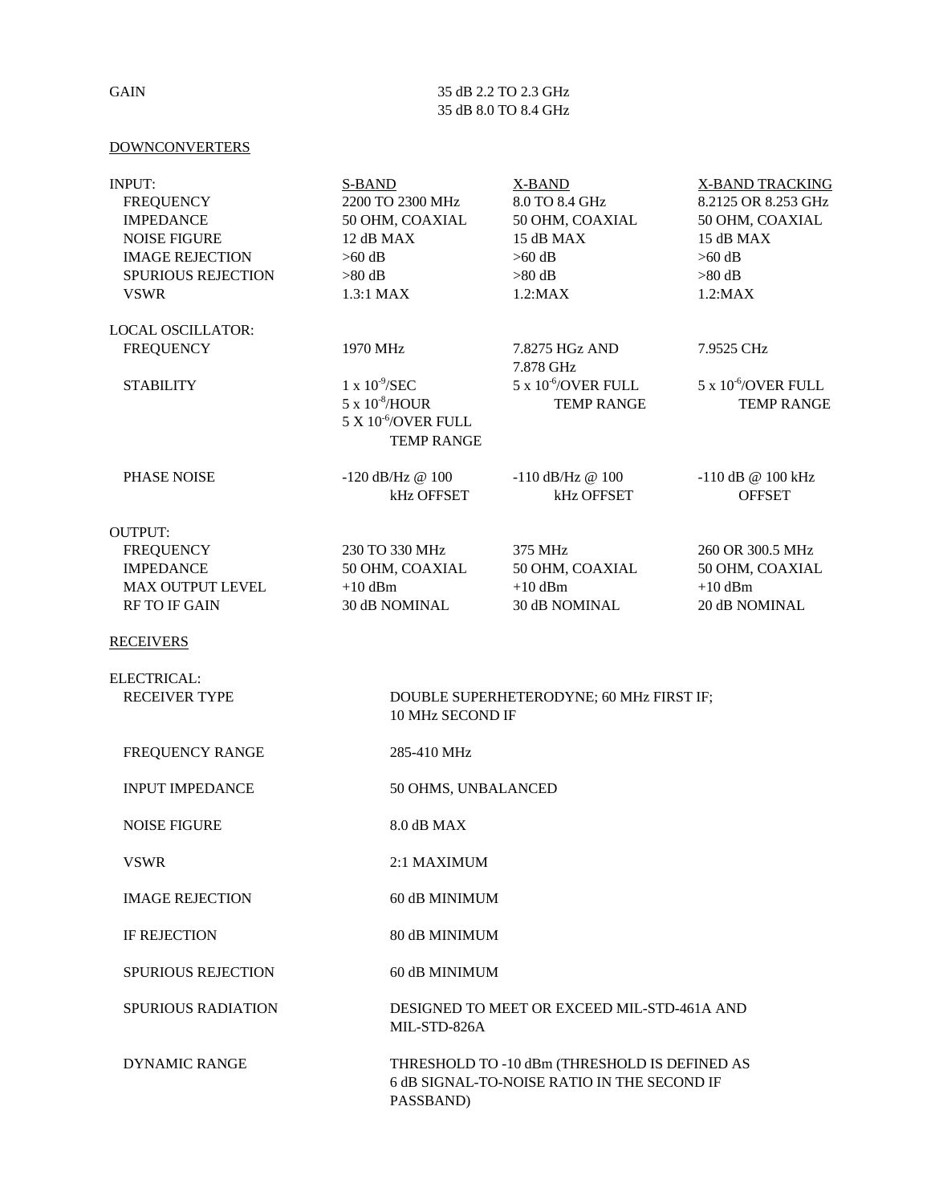| GAIN | 35 dB 2.2 TO 2.3 GHz<br>35 dB 8.0 TO 8.4 GHz |
|---|---|

DOWNCONVERTERS

| INPUT: | S-BAND | X-BAND | X-BAND TRACKING |
|---|---|---|---|
| FREQUENCY | 2200 TO 2300 MHz | 8.0 TO 8.4 GHz | 8.2125 OR 8.253 GHz |
| IMPEDANCE | 50 OHM, COAXIAL | 50 OHM, COAXIAL | 50 OHM, COAXIAL |
| NOISE FIGURE | 12 dB MAX | 15 dB MAX | 15 dB MAX |
| IMAGE REJECTION | >60 dB | >60 dB | >60 dB |
| SPURIOUS REJECTION | >80 dB | >80 dB | >80 dB |
| VSWR | 1.3:1 MAX | 1.2:MAX | 1.2:MAX |
| LOCAL OSCILLATOR: | | | |
| FREQUENCY | 1970 MHz | 7.8275 HGz AND 7.878 GHz | 7.9525 CHz |
| STABILITY | $1 \times 10^{-9}$/SEC<br>$5 \times 10^{-8}$/HOUR<br>$5 \times 10^{-6}$/OVER FULL TEMP RANGE | $5 \times 10^{-6}$/OVER FULL TEMP RANGE | $5 \times 10^{-6}$/OVER FULL TEMP RANGE |
| PHASE NOISE | -120 dB/Hz @ 100 kHz OFFSET | -110 dB/Hz @ 100 kHz OFFSET | -110 dB @ 100 kHz OFFSET |
| OUTPUT: | | | |
| FREQUENCY | 230 TO 330 MHz | 375 MHz | 260 OR 300.5 MHz |
| IMPEDANCE | 50 OHM, COAXIAL | 50 OHM, COAXIAL | 50 OHM, COAXIAL |
| MAX OUTPUT LEVEL | +10 dBm | +10 dBm | +10 dBm |
| RF TO IF GAIN | 30 dB NOMINAL | 30 dB NOMINAL | 20 dB NOMINAL |

RECEIVERS

| ELECTRICAL: | |
|---|---|
| RECEIVER TYPE | DOUBLE SUPERHETERODYNE; 60 MHz FIRST IF; 10 MHz SECOND IF |
| FREQUENCY RANGE | 285-410 MHz |
| INPUT IMPEDANCE | 50 OHMS, UNBALANCED |
| NOISE FIGURE | 8.0 dB MAX |
| VSWR | 2:1 MAXIMUM |
| IMAGE REJECTION | 60 dB MINIMUM |
| IF REJECTION | 80 dB MINIMUM |
| SPURIOUS REJECTION | 60 dB MINIMUM |
| SPURIOUS RADIATION | DESIGNED TO MEET OR EXCEED MIL-STD-461A AND MIL-STD-826A |
| DYNAMIC RANGE | THRESHOLD TO -10 dBm (THRESHOLD IS DEFINED AS 6 dB SIGNAL-TO-NOISE RATIO IN THE SECOND IF PASSBAND) |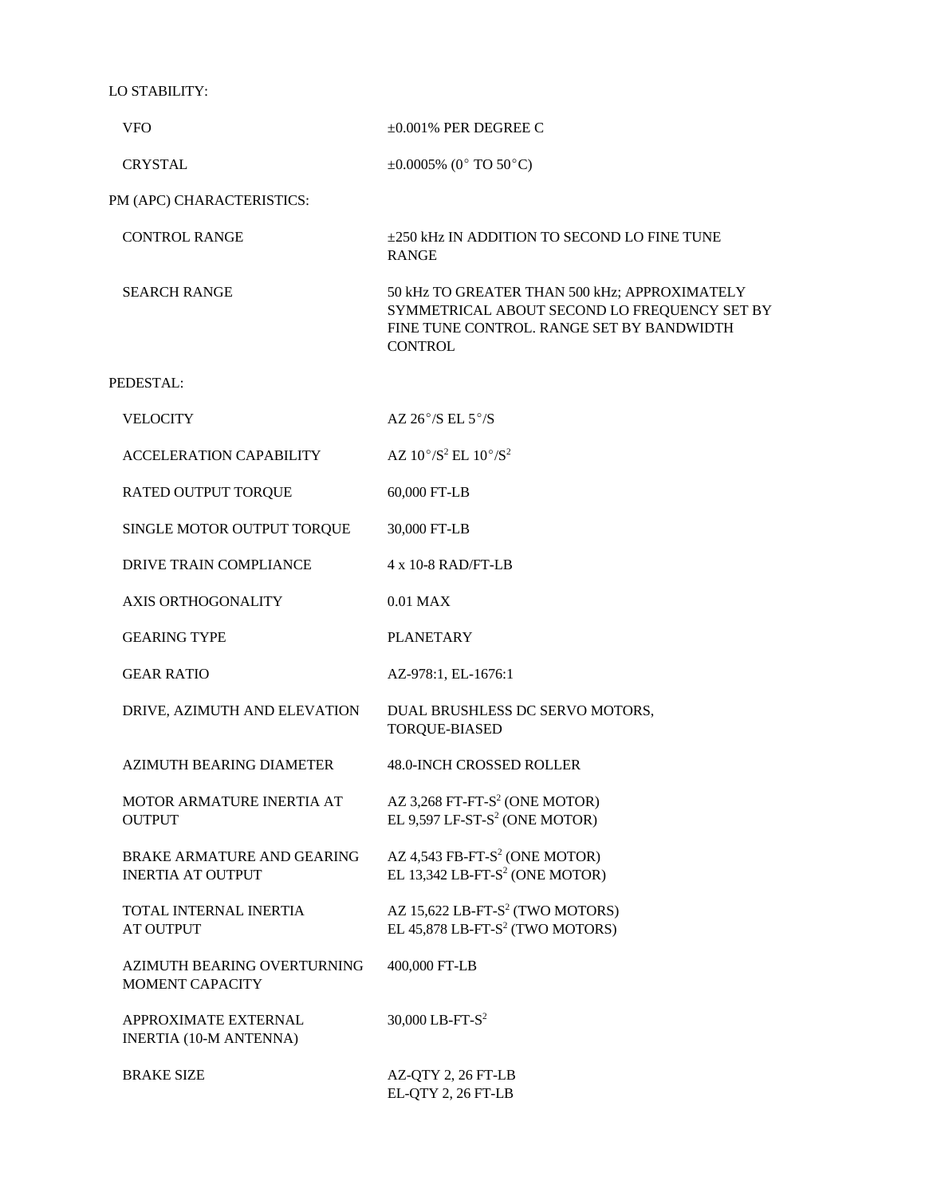LO STABILITY:

| | |
|---|---|
| VFO | ±0.001% PER DEGREE C |
| CRYSTAL | ±0.0005% (0° TO 50°C) |

PM (APC) CHARACTERISTICS:

| | |
|---|---|
| CONTROL RANGE | ±250 kHz IN ADDITION TO SECOND LO FINE TUNE RANGE |
| SEARCH RANGE | 50 kHz TO GREATER THAN 500 kHz; APPROXIMATELY SYMMETRICAL ABOUT SECOND LO FREQUENCY SET BY FINE TUNE CONTROL. RANGE SET BY BANDWIDTH CONTROL |

PEDESTAL:

| | |
|---|---|
| VELOCITY | AZ 26°/S EL 5°/S |
| ACCELERATION CAPABILITY | AZ 10°/S$^2$ EL 10°/S$^2$ |
| RATED OUTPUT TORQUE | 60,000 FT-LB |
| SINGLE MOTOR OUTPUT TORQUE | 30,000 FT-LB |
| DRIVE TRAIN COMPLIANCE | 4 x 10-8 RAD/FT-LB |
| AXIS ORTHOGONALITY | 0.01 MAX |
| GEARING TYPE | PLANETARY |
| GEAR RATIO | AZ-978:1, EL-1676:1 |
| DRIVE, AZIMUTH AND ELEVATION | DUAL BRUSHLESS DC SERVO MOTORS, TORQUE-BIASED |
| AZIMUTH BEARING DIAMETER | 48.0-INCH CROSSED ROLLER |
| MOTOR ARMATURE INERTIA AT OUTPUT | AZ 3,268 FT-FT-S$^2$ (ONE MOTOR)<br>EL 9,597 LF-ST-S$^2$ (ONE MOTOR) |
| BRAKE ARMATURE AND GEARING INERTIA AT OUTPUT | AZ 4,543 FB-FT-S$^2$ (ONE MOTOR)<br>EL 13,342 LB-FT-S$^2$ (ONE MOTOR) |
| TOTAL INTERNAL INERTIA AT OUTPUT | AZ 15,622 LB-FT-S$^2$ (TWO MOTORS)<br>EL 45,878 LB-FT-S$^2$ (TWO MOTORS) |
| AZIMUTH BEARING OVERTURNING MOMENT CAPACITY | 400,000 FT-LB |
| APPROXIMATE EXTERNAL INERTIA (10-M ANTENNA) | 30,000 LB-FT-S$^2$ |
| BRAKE SIZE | AZ-QTY 2, 26 FT-LB<br>EL-QTY 2, 26 FT-LB |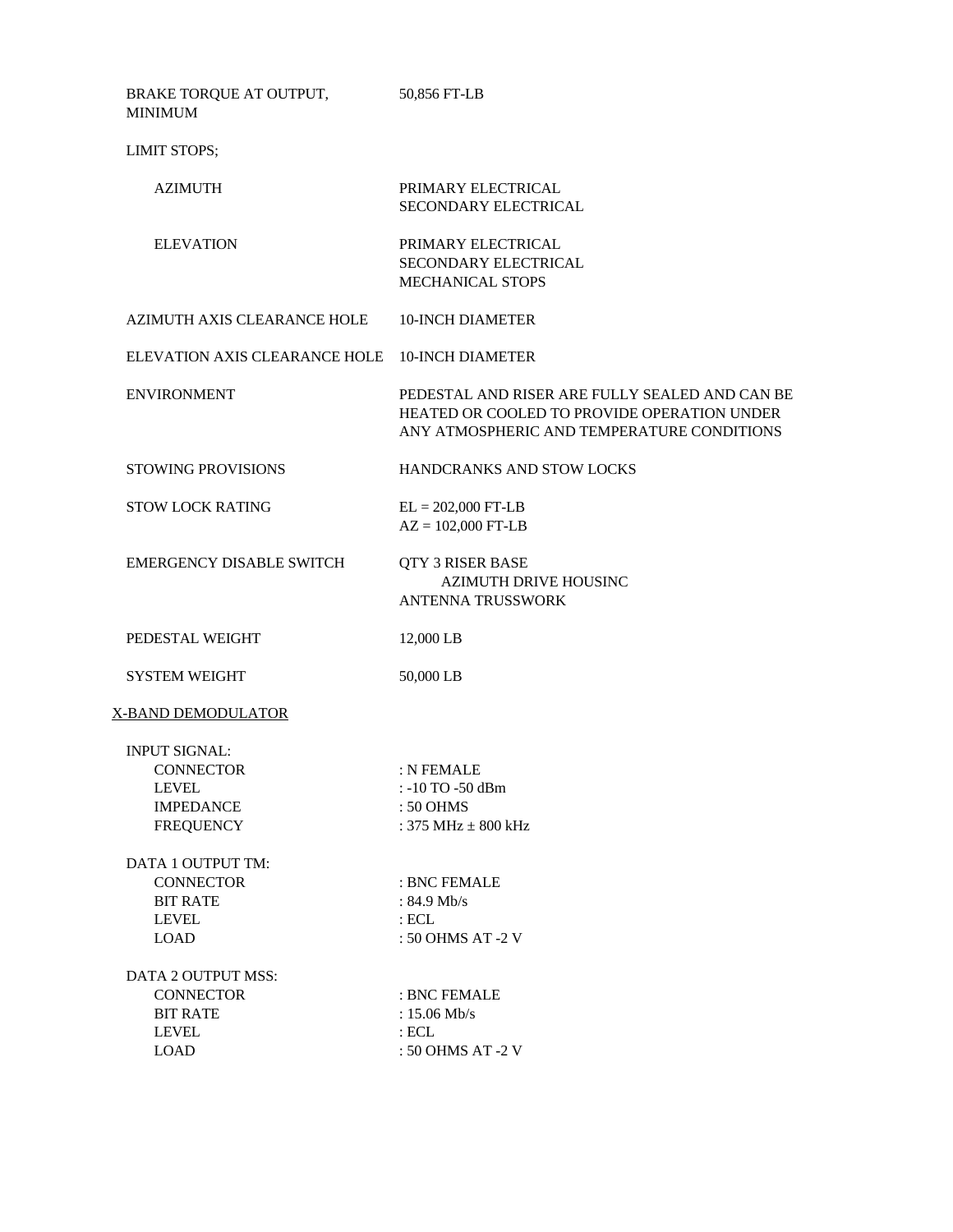| | |
|---|---|
| BRAKE TORQUE AT OUTPUT, MINIMUM | 50,856 FT-LB |
| LIMIT STOPS; | |
| AZIMUTH | PRIMARY ELECTRICAL<br>SECONDARY ELECTRICAL |
| ELEVATION | PRIMARY ELECTRICAL<br>SECONDARY ELECTRICAL<br>MECHANICAL STOPS |
| AZIMUTH AXIS CLEARANCE HOLE | 10-INCH DIAMETER |
| ELEVATION AXIS CLEARANCE HOLE | 10-INCH DIAMETER |
| ENVIRONMENT | PEDESTAL AND RISER ARE FULLY SEALED AND CAN BE HEATED OR COOLED TO PROVIDE OPERATION UNDER ANY ATMOSPHERIC AND TEMPERATURE CONDITIONS |
| STOWING PROVISIONS | HANDCRANKS AND STOW LOCKS |
| STOW LOCK RATING | EL = 202,000 FT-LB<br>AZ = 102,000 FT-LB |
| EMERGENCY DISABLE SWITCH | QTY 3 RISER BASE<br>AZIMUTH DRIVE HOUSINC<br>ANTENNA TRUSSWORK |
| PEDESTAL WEIGHT | 12,000 LB |
| SYSTEM WEIGHT | 50,000 LB |

## X-BAND DEMODULATOR

INPUT SIGNAL:

| | |
|---|---|
| CONNECTOR | : N FEMALE |
| LEVEL | : -10 TO -50 dBm |
| IMPEDANCE | : 50 OHMS |
| FREQUENCY | : 375 MHz ± 800 kHz |

DATA 1 OUTPUT TM:

| | |
|---|---|
| CONNECTOR | : BNC FEMALE |
| BIT RATE | : 84.9 Mb/s |
| LEVEL | : ECL |
| LOAD | : 50 OHMS AT -2 V |

DATA 2 OUTPUT MSS:

| | |
|---|---|
| CONNECTOR | : BNC FEMALE |
| BIT RATE | : 15.06 Mb/s |
| LEVEL | : ECL |
| LOAD | : 50 OHMS AT -2 V |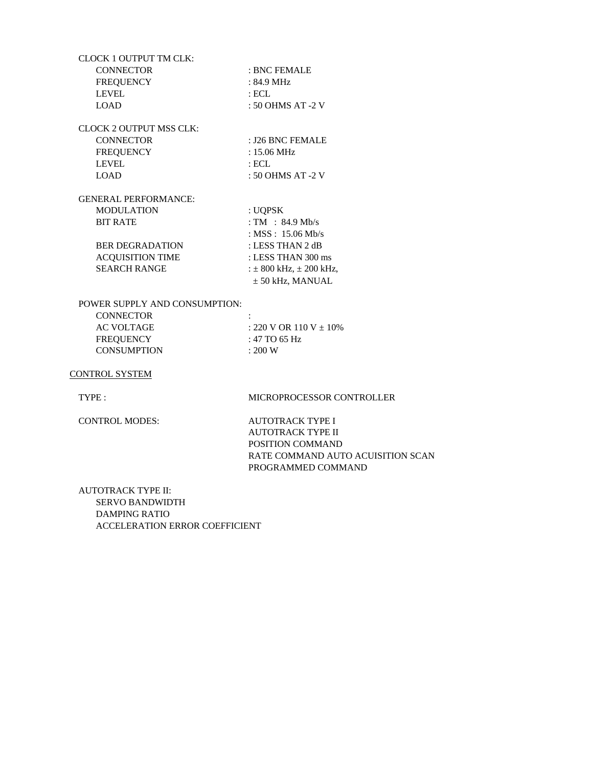CLOCK 1 OUTPUT TM CLK:

| | |
|---|---|
| CONNECTOR | : BNC FEMALE |
| FREQUENCY | : 84.9 MHz |
| LEVEL | : ECL |
| LOAD | : 50 OHMS AT -2 V |

CLOCK 2 OUTPUT MSS CLK:

| | |
|---|---|
| CONNECTOR | : J26 BNC FEMALE |
| FREQUENCY | : 15.06 MHz |
| LEVEL | : ECL |
| LOAD | : 50 OHMS AT -2 V |

GENERAL PERFORMANCE:

| | |
|---|---|
| MODULATION | : UQPSK |
| BIT RATE | : TM : 84.9 Mb/s |
| | : MSS : 15.06 Mb/s |
| BER DEGRADATION | : LESS THAN 2 dB |
| ACQUISITION TIME | : LESS THAN 300 ms |
| SEARCH RANGE | : ± 800 kHz, ± 200 kHz, ± 50 kHz, MANUAL |

POWER SUPPLY AND CONSUMPTION:

| | |
|---|---|
| CONNECTOR | : |
| AC VOLTAGE | : 220 V OR 110 V ± 10% |
| FREQUENCY | : 47 TO 65 Hz |
| CONSUMPTION | : 200 W |

CONTROL SYSTEM

| | |
|---|---|
| TYPE : | MICROPROCESSOR CONTROLLER |
| CONTROL MODES: | AUTOTRACK TYPE I |
| | AUTOTRACK TYPE II |
| | POSITION COMMAND |
| | RATE COMMAND AUTO ACUISITION SCAN |
| | PROGRAMMED COMMAND |

AUTOTRACK TYPE II:

SERVO BANDWIDTH
DAMPING RATIO
ACCELERATION ERROR COEFFICIENT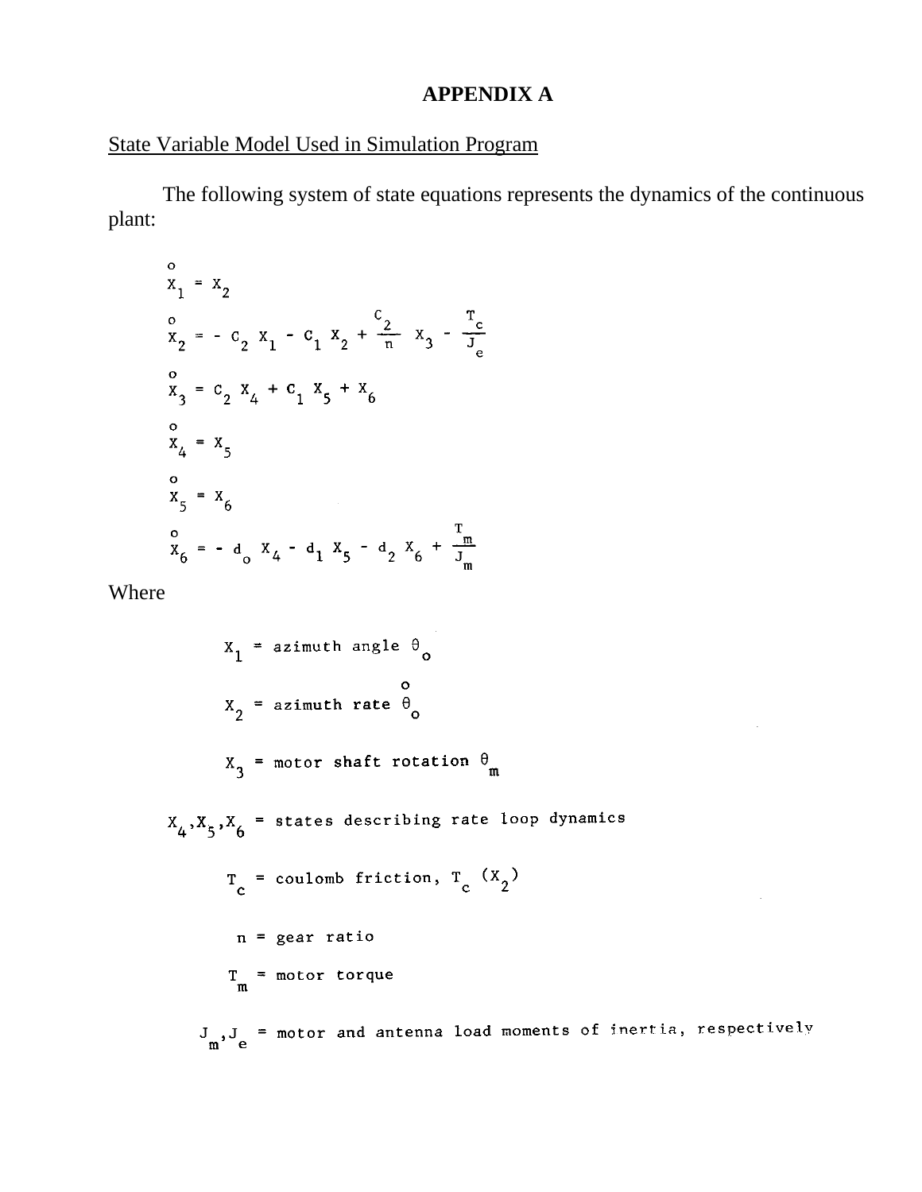# APPENDIX A

State Variable Model Used in Simulation Program

The following system of state equations represents the dynamics of the continuous plant:

$$\dot{X}_1 = X_2$$

$$\dot{X}_2 = - C_2 X_1 - C_1 X_2 + \frac{C_2}{n} X_3 - \frac{T_c}{J_e}$$

$$\dot{X}_3 = C_2 X_4 + C_1 X_5 + X_6$$

$$\dot{X}_4 = X_5$$

$$\dot{X}_5 = X_6$$

$$\dot{X}_6 = - d_o X_4 - d_1 X_5 - d_2 X_6 + \frac{T_m}{J_m}$$

Where

$X_1$ = azimuth angle $\theta_o$

$X_2$ = azimuth rate $\dot{\theta}_o$

$X_3$ = motor shaft rotation $\theta_m$

$X_4, X_5, X_6$ = states describing rate loop dynamics

$T_c$ = coulomb friction, $T_c(X_2)$

$n$ = gear ratio

$T_m$ = motor torque

$J_m, J_e$ = motor and antenna load moments of inertia, respectively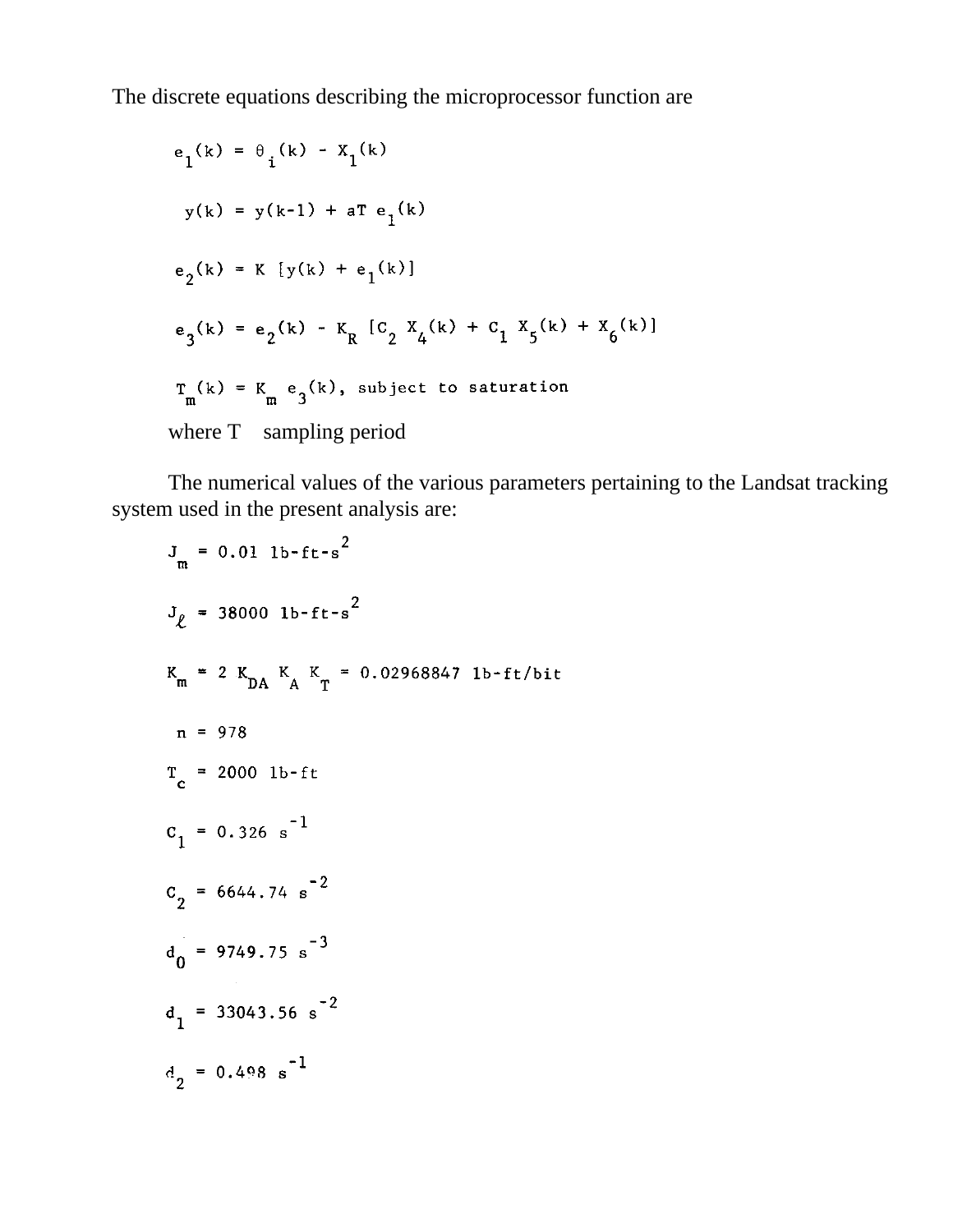The discrete equations describing the microprocessor function are

$$e_1(k) = \theta_i(k) - X_1(k)$$

$$y(k) = y(k-1) + aT\, e_1(k)$$

$$e_2(k) = K\,[y(k) + e_1(k)]$$

$$e_3(k) = e_2(k) - K_R\,[C_2\, X_4(k) + C_1\, X_5(k) + X_6(k)]$$

$$T_m(k) = K_m\, e_3(k), \text{ subject to saturation}$$

where T  sampling period

The numerical values of the various parameters pertaining to the Landsat tracking system used in the present analysis are:

$$J_m = 0.01 \text{ lb-ft-s}^2$$

$$J_\ell = 38000 \text{ lb-ft-s}^2$$

$$K_m = 2\, K_{DA}\, K_A\, K_T = 0.02968847 \text{ lb-ft/bit}$$

$$n = 978$$

$$T_c = 2000 \text{ lb-ft}$$

$$C_1 = 0.326 \text{ s}^{-1}$$

$$C_2 = 6644.74 \text{ s}^{-2}$$

$$d_0 = 9749.75 \text{ s}^{-3}$$

$$d_1 = 33043.56 \text{ s}^{-2}$$

$$d_2 = 0.498 \text{ s}^{-1}$$